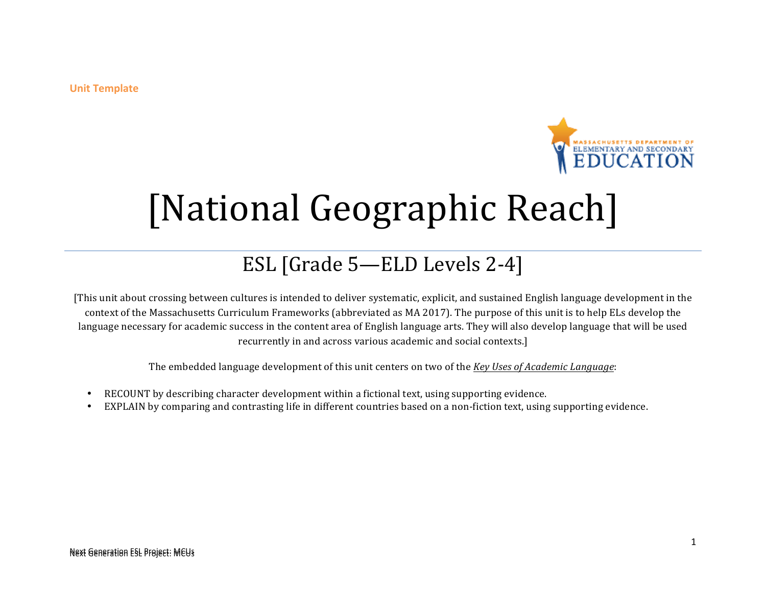Unit Template

# [National Geographic Reach]

## ESL [Grade 5—ELD Levels 2-4]

[This unit about crossing between cultures is intended to deliver systematic, explicit, and sustained English language development in the context of the Massachusetts Curriculum Frameworks (abbreviated as MA 2017). The purpose of this unit is to help ELs develop the language necessary for academic success in the content area of English language arts. They will also develop language that will be used recurrently in and across various academic and social contexts.]

The embedded language development of this unit centers on two of the *Key Uses of Academic Language*:

- RECOUNT by describing character development within a fictional text, using supporting evidence.
- EXPLAIN by comparing and contrasting life in different countries based on a non-fiction text, using supporting evidence.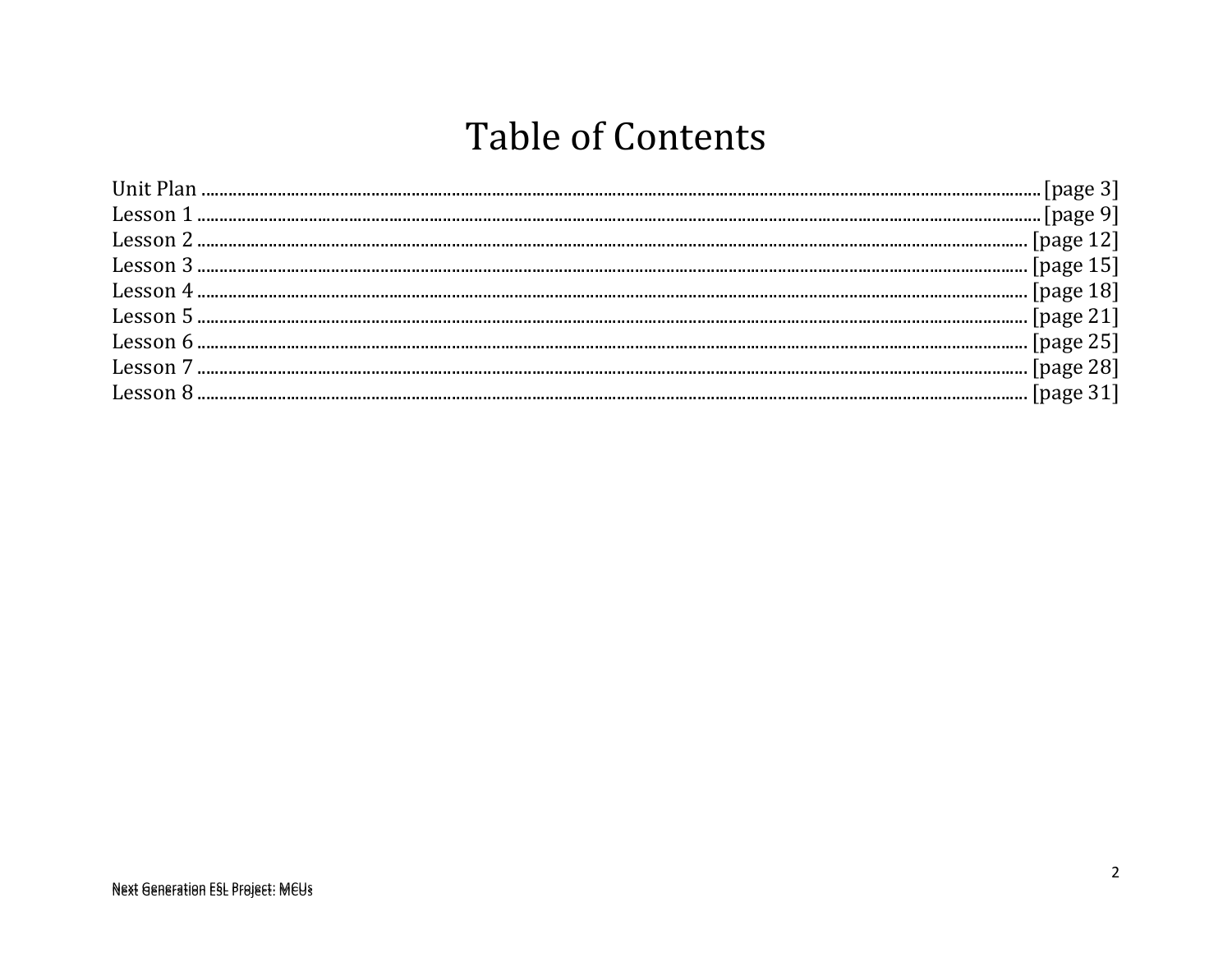# Table of Contents

Unit Plan .......... [page 3]
Lesson 1 .......... [page 9]
Lesson 2 .......... [page 12]
Lesson 3 .......... [page 15]
Lesson 4 .......... [page 18]
Lesson 5 .......... [page 21]
Lesson 6 .......... [page 25]
Lesson 7 .......... [page 28]
Lesson 8 .......... [page 31]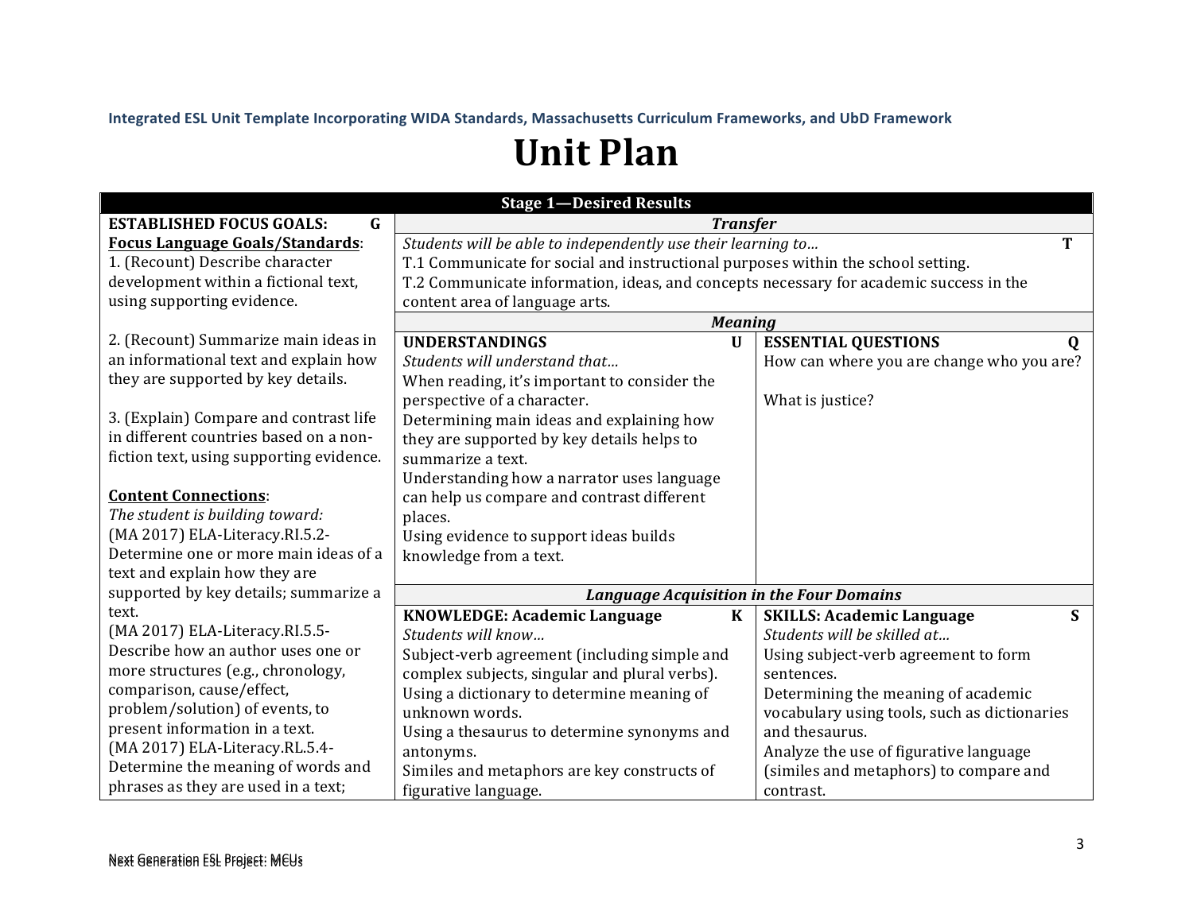**Integrated ESL Unit Template Incorporating WIDA Standards, Massachusetts Curriculum Frameworks, and UbD Framework**

# Unit Plan

## Stage 1—Desired Results

**ESTABLISHED FOCUS GOALS:** G

**Focus Language Goals/Standards**:

1. (Recount) Describe character development within a fictional text, using supporting evidence.

2. (Recount) Summarize main ideas in an informational text and explain how they are supported by key details.

3. (Explain) Compare and contrast life in different countries based on a non-fiction text, using supporting evidence.

**Content Connections**:

*The student is building toward:*

(MA 2017) ELA-Literacy.RI.5.2- Determine one or more main ideas of a text and explain how they are supported by key details; summarize a text.

(MA 2017) ELA-Literacy.RI.5.5- Describe how an author uses one or more structures (e.g., chronology, comparison, cause/effect, problem/solution) of events, to present information in a text.

(MA 2017) ELA-Literacy.RL.5.4- Determine the meaning of words and phrases as they are used in a text;

### *Transfer*

*Students will be able to independently use their learning to…* **T**

T.1 Communicate for social and instructional purposes within the school setting.

T.2 Communicate information, ideas, and concepts necessary for academic success in the content area of language arts.

### *Meaning*

| **UNDERSTANDINGS** U | **ESSENTIAL QUESTIONS** Q |
|---|---|
| *Students will understand that…*<br>When reading, it's important to consider the perspective of a character.<br>Determining main ideas and explaining how they are supported by key details helps to summarize a text.<br>Understanding how a narrator uses language can help us compare and contrast different places.<br>Using evidence to support ideas builds knowledge from a text. | How can where you are change who you are?<br><br>What is justice? |

### *Language Acquisition in the Four Domains*

| **KNOWLEDGE: Academic Language** K | **SKILLS: Academic Language** S |
|---|---|
| *Students will know…*<br>Subject-verb agreement (including simple and complex subjects, singular and plural verbs).<br>Using a dictionary to determine meaning of unknown words.<br>Using a thesaurus to determine synonyms and antonyms.<br>Similes and metaphors are key constructs of figurative language. | *Students will be skilled at…*<br>Using subject-verb agreement to form sentences.<br>Determining the meaning of academic vocabulary using tools, such as dictionaries and thesaurus.<br>Analyze the use of figurative language (similes and metaphors) to compare and contrast. |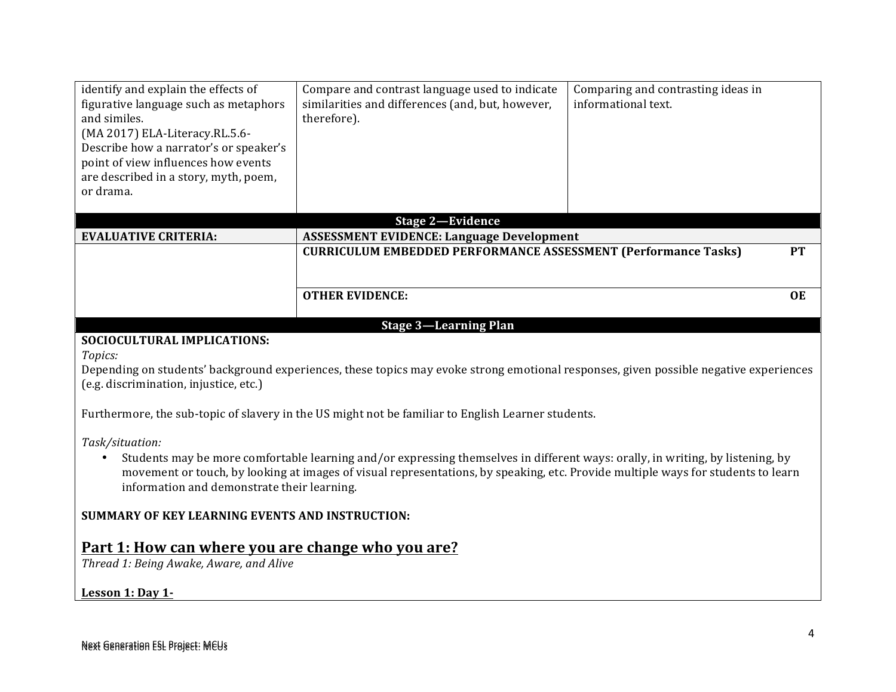| | | |
|---|---|---|
| identify and explain the effects of figurative language such as metaphors and similes.<br>(MA 2017) ELA-Literacy.RL.5.6- Describe how a narrator's or speaker's point of view influences how events are described in a story, myth, poem, or drama. | Compare and contrast language used to indicate similarities and differences (and, but, however, therefore). | Comparing and contrasting ideas in informational text. |

**Stage 2—Evidence**

| **EVALUATIVE CRITERIA:** | **ASSESSMENT EVIDENCE: Language Development** |
|---|---|
| | **CURRICULUM EMBEDDED PERFORMANCE ASSESSMENT (Performance Tasks)** **PT** |
| | **OTHER EVIDENCE:** **OE** |

**Stage 3—Learning Plan**

**SOCIOCULTURAL IMPLICATIONS:**

*Topics:*

Depending on students' background experiences, these topics may evoke strong emotional responses, given possible negative experiences (e.g. discrimination, injustice, etc.)

Furthermore, the sub-topic of slavery in the US might not be familiar to English Learner students.

*Task/situation:*

- Students may be more comfortable learning and/or expressing themselves in different ways: orally, in writing, by listening, by movement or touch, by looking at images of visual representations, by speaking, etc. Provide multiple ways for students to learn information and demonstrate their learning.

**SUMMARY OF KEY LEARNING EVENTS AND INSTRUCTION:**

## Part 1: How can where you are change who you are?

*Thread 1: Being Awake, Aware, and Alive*

**Lesson 1: Day 1-**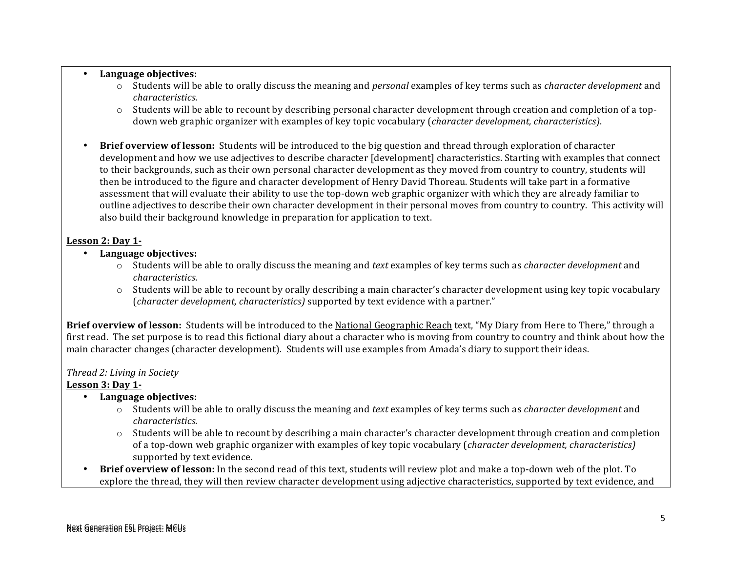- **Language objectives:**
  - Students will be able to orally discuss the meaning and *personal* examples of key terms such as *character development* and *characteristics*.
  - Students will be able to recount by describing personal character development through creation and completion of a top-down web graphic organizer with examples of key topic vocabulary (*character development, characteristics)*.

- **Brief overview of lesson:** Students will be introduced to the big question and thread through exploration of character development and how we use adjectives to describe character [development] characteristics. Starting with examples that connect to their backgrounds, such as their own personal character development as they moved from country to country, students will then be introduced to the figure and character development of Henry David Thoreau. Students will take part in a formative assessment that will evaluate their ability to use the top-down web graphic organizer with which they are already familiar to outline adjectives to describe their own character development in their personal moves from country to country. This activity will also build their background knowledge in preparation for application to text.

<u>**Lesson 2: Day 1-**</u>

- **Language objectives:**
  - Students will be able to orally discuss the meaning and *text* examples of key terms such as *character development* and *characteristics*.
  - Students will be able to recount by orally describing a main character's character development using key topic vocabulary (*character development, characteristics)* supported by text evidence with a partner."

**Brief overview of lesson:** Students will be introduced to the <u>National Geographic Reach</u> text, "My Diary from Here to There," through a first read. The set purpose is to read this fictional diary about a character who is moving from country to country and think about how the main character changes (character development). Students will use examples from Amada's diary to support their ideas.

*Thread 2: Living in Society*

<u>**Lesson 3: Day 1-**</u>

- **Language objectives:**
  - Students will be able to orally discuss the meaning and *text* examples of key terms such as *character development* and *characteristics*.
  - Students will be able to recount by describing a main character's character development through creation and completion of a top-down web graphic organizer with examples of key topic vocabulary (*character development, characteristics)* supported by text evidence.
- **Brief overview of lesson:** In the second read of this text, students will review plot and make a top-down web of the plot. To explore the thread, they will then review character development using adjective characteristics, supported by text evidence, and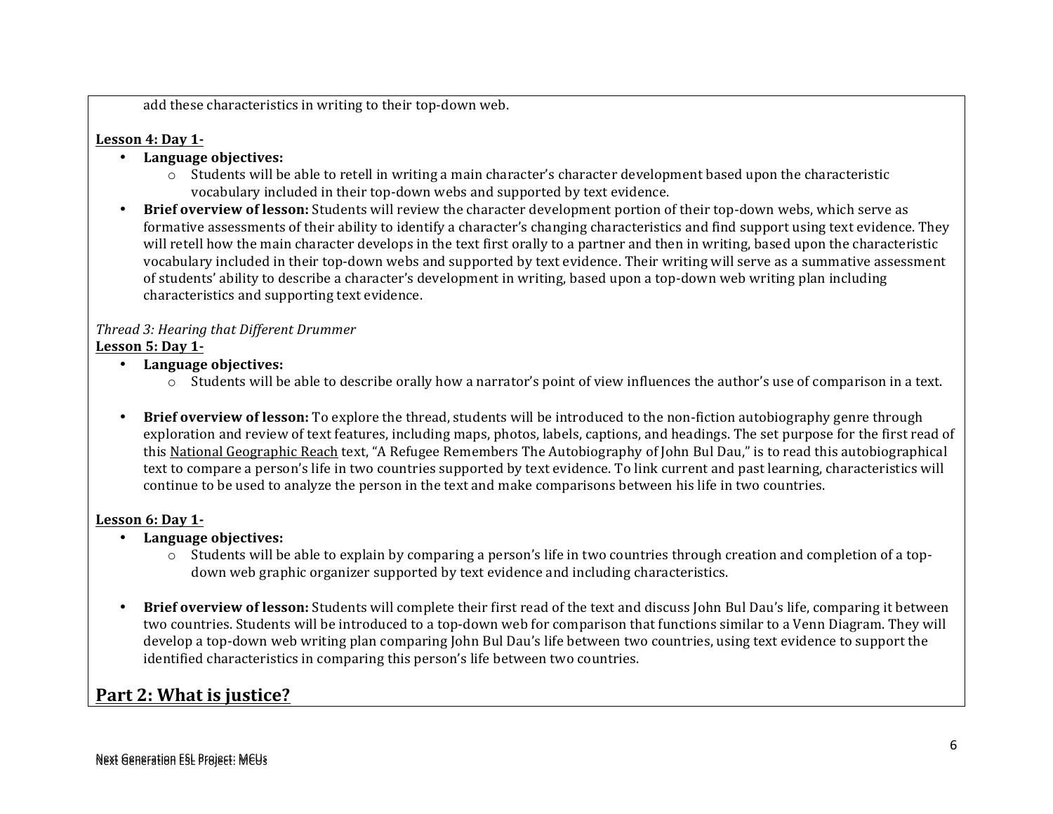add these characteristics in writing to their top-down web.

**Lesson 4: Day 1-**

- **Language objectives:**
  - Students will be able to retell in writing a main character's character development based upon the characteristic vocabulary included in their top-down webs and supported by text evidence.
- **Brief overview of lesson:** Students will review the character development portion of their top-down webs, which serve as formative assessments of their ability to identify a character's changing characteristics and find support using text evidence. They will retell how the main character develops in the text first orally to a partner and then in writing, based upon the characteristic vocabulary included in their top-down webs and supported by text evidence. Their writing will serve as a summative assessment of students' ability to describe a character's development in writing, based upon a top-down web writing plan including characteristics and supporting text evidence.

*Thread 3: Hearing that Different Drummer*

**Lesson 5: Day 1-**

- **Language objectives:**
  - Students will be able to describe orally how a narrator's point of view influences the author's use of comparison in a text.
- **Brief overview of lesson:** To explore the thread, students will be introduced to the non-fiction autobiography genre through exploration and review of text features, including maps, photos, labels, captions, and headings. The set purpose for the first read of this National Geographic Reach text, "A Refugee Remembers The Autobiography of John Bul Dau," is to read this autobiographical text to compare a person's life in two countries supported by text evidence. To link current and past learning, characteristics will continue to be used to analyze the person in the text and make comparisons between his life in two countries.

**Lesson 6: Day 1-**

- **Language objectives:**
  - Students will be able to explain by comparing a person's life in two countries through creation and completion of a top-down web graphic organizer supported by text evidence and including characteristics.
- **Brief overview of lesson:** Students will complete their first read of the text and discuss John Bul Dau's life, comparing it between two countries. Students will be introduced to a top-down web for comparison that functions similar to a Venn Diagram. They will develop a top-down web writing plan comparing John Bul Dau's life between two countries, using text evidence to support the identified characteristics in comparing this person's life between two countries.

## Part 2: What is justice?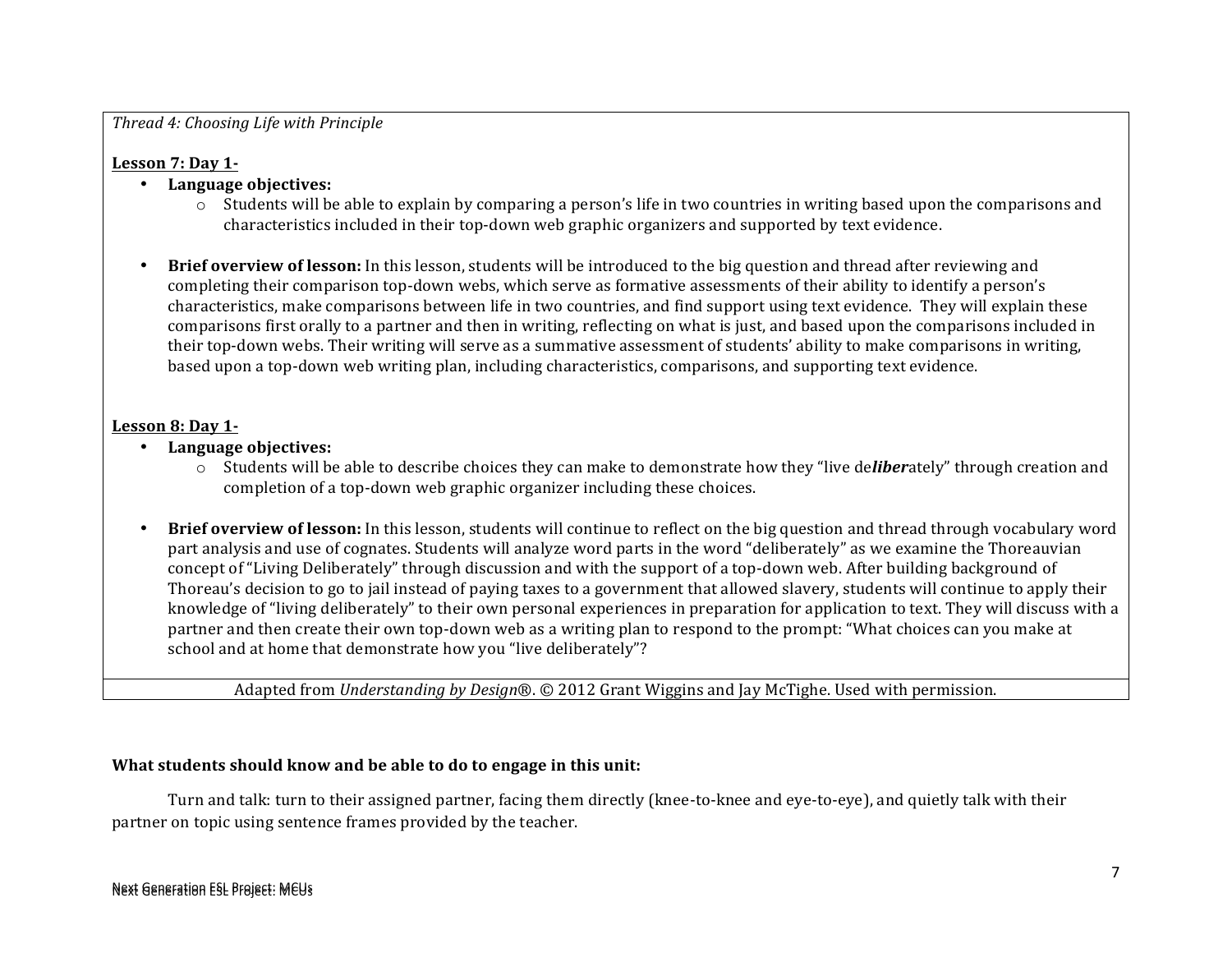*Thread 4: Choosing Life with Principle*

**Lesson 7: Day 1-**

- **Language objectives:**
  - Students will be able to explain by comparing a person's life in two countries in writing based upon the comparisons and characteristics included in their top-down web graphic organizers and supported by text evidence.

- **Brief overview of lesson:** In this lesson, students will be introduced to the big question and thread after reviewing and completing their comparison top-down webs, which serve as formative assessments of their ability to identify a person's characteristics, make comparisons between life in two countries, and find support using text evidence. They will explain these comparisons first orally to a partner and then in writing, reflecting on what is just, and based upon the comparisons included in their top-down webs. Their writing will serve as a summative assessment of students' ability to make comparisons in writing, based upon a top-down web writing plan, including characteristics, comparisons, and supporting text evidence.

**Lesson 8: Day 1-**

- **Language objectives:**
  - Students will be able to describe choices they can make to demonstrate how they "live de***liber***ately" through creation and completion of a top-down web graphic organizer including these choices.

- **Brief overview of lesson:** In this lesson, students will continue to reflect on the big question and thread through vocabulary word part analysis and use of cognates. Students will analyze word parts in the word "deliberately" as we examine the Thoreauvian concept of "Living Deliberately" through discussion and with the support of a top-down web. After building background of Thoreau's decision to go to jail instead of paying taxes to a government that allowed slavery, students will continue to apply their knowledge of "living deliberately" to their own personal experiences in preparation for application to text. They will discuss with a partner and then create their own top-down web as a writing plan to respond to the prompt: "What choices can you make at school and at home that demonstrate how you "live deliberately"?

Adapted from *Understanding by Design*®. © 2012 Grant Wiggins and Jay McTighe. Used with permission.

**What students should know and be able to do to engage in this unit:**

Turn and talk: turn to their assigned partner, facing them directly (knee-to-knee and eye-to-eye), and quietly talk with their partner on topic using sentence frames provided by the teacher.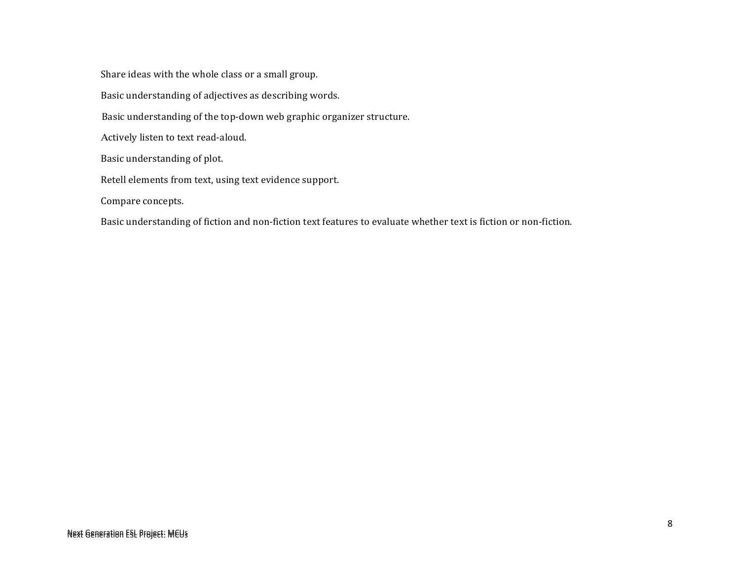Share ideas with the whole class or a small group.

Basic understanding of adjectives as describing words.

Basic understanding of the top-down web graphic organizer structure.

Actively listen to text read-aloud.

Basic understanding of plot.

Retell elements from text, using text evidence support.

Compare concepts.

Basic understanding of fiction and non-fiction text features to evaluate whether text is fiction or non-fiction.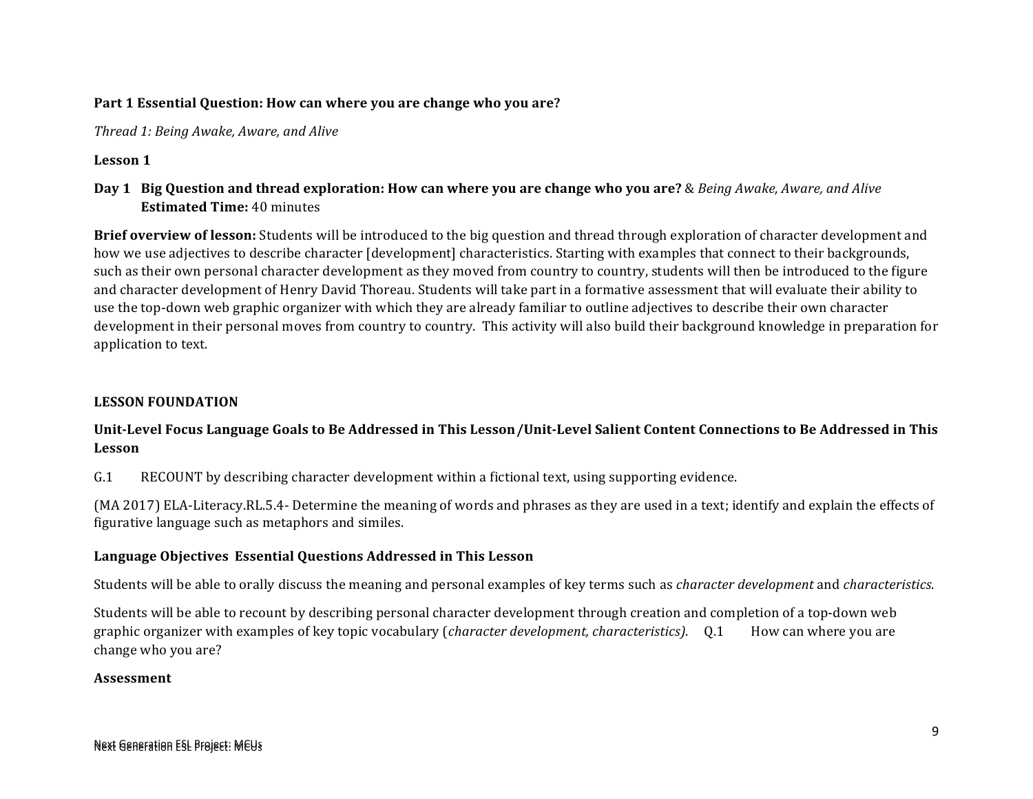**Part 1 Essential Question: How can where you are change who you are?**

*Thread 1: Being Awake, Aware, and Alive*

**Lesson 1**

**Day 1 Big Question and thread exploration: How can where you are change who you are?** & *Being Awake, Aware, and Alive*
**Estimated Time:** 40 minutes

**Brief overview of lesson:** Students will be introduced to the big question and thread through exploration of character development and how we use adjectives to describe character [development] characteristics. Starting with examples that connect to their backgrounds, such as their own personal character development as they moved from country to country, students will then be introduced to the figure and character development of Henry David Thoreau. Students will take part in a formative assessment that will evaluate their ability to use the top-down web graphic organizer with which they are already familiar to outline adjectives to describe their own character development in their personal moves from country to country. This activity will also build their background knowledge in preparation for application to text.

**LESSON FOUNDATION**

**Unit-Level Focus Language Goals to Be Addressed in This Lesson /Unit-Level Salient Content Connections to Be Addressed in This Lesson**

G.1 RECOUNT by describing character development within a fictional text, using supporting evidence.

(MA 2017) ELA-Literacy.RL.5.4- Determine the meaning of words and phrases as they are used in a text; identify and explain the effects of figurative language such as metaphors and similes.

**Language Objectives Essential Questions Addressed in This Lesson**

Students will be able to orally discuss the meaning and personal examples of key terms such as *character development* and *characteristics*.

Students will be able to recount by describing personal character development through creation and completion of a top-down web graphic organizer with examples of key topic vocabulary (*character development, characteristics)*. Q.1 How can where you are change who you are?

**Assessment**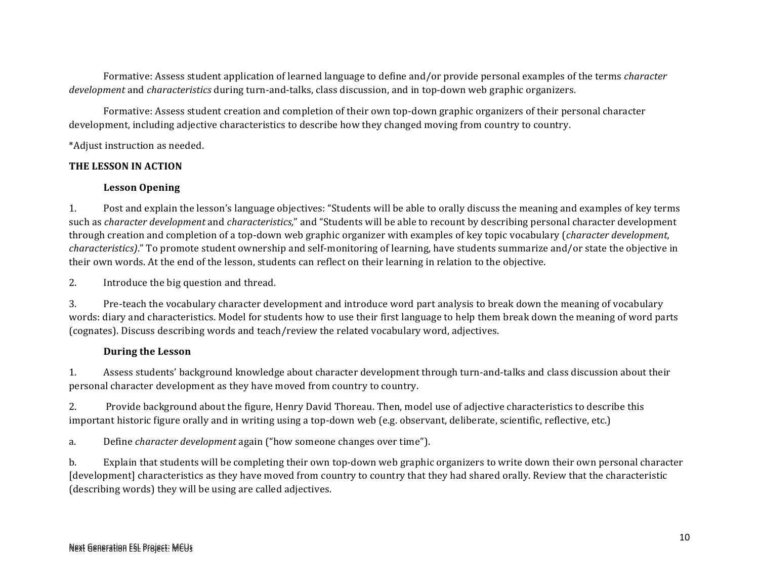Formative: Assess student application of learned language to define and/or provide personal examples of the terms *character development* and *characteristics* during turn-and-talks, class discussion, and in top-down web graphic organizers.

Formative: Assess student creation and completion of their own top-down graphic organizers of their personal character development, including adjective characteristics to describe how they changed moving from country to country.

*Adjust instruction as needed.

**THE LESSON IN ACTION**

**Lesson Opening**

1. Post and explain the lesson's language objectives: "Students will be able to orally discuss the meaning and examples of key terms such as *character development* and *characteristics,*" and "Students will be able to recount by describing personal character development through creation and completion of a top-down web graphic organizer with examples of key topic vocabulary (*character development, characteristics)*." To promote student ownership and self-monitoring of learning, have students summarize and/or state the objective in their own words. At the end of the lesson, students can reflect on their learning in relation to the objective.

2. Introduce the big question and thread.

3. Pre-teach the vocabulary character development and introduce word part analysis to break down the meaning of vocabulary words: diary and characteristics. Model for students how to use their first language to help them break down the meaning of word parts (cognates). Discuss describing words and teach/review the related vocabulary word, adjectives.

**During the Lesson**

1. Assess students' background knowledge about character development through turn-and-talks and class discussion about their personal character development as they have moved from country to country.

2. Provide background about the figure, Henry David Thoreau. Then, model use of adjective characteristics to describe this important historic figure orally and in writing using a top-down web (e.g. observant, deliberate, scientific, reflective, etc.)

a. Define *character development* again ("how someone changes over time").

b. Explain that students will be completing their own top-down web graphic organizers to write down their own personal character [development] characteristics as they have moved from country to country that they had shared orally. Review that the characteristic (describing words) they will be using are called adjectives.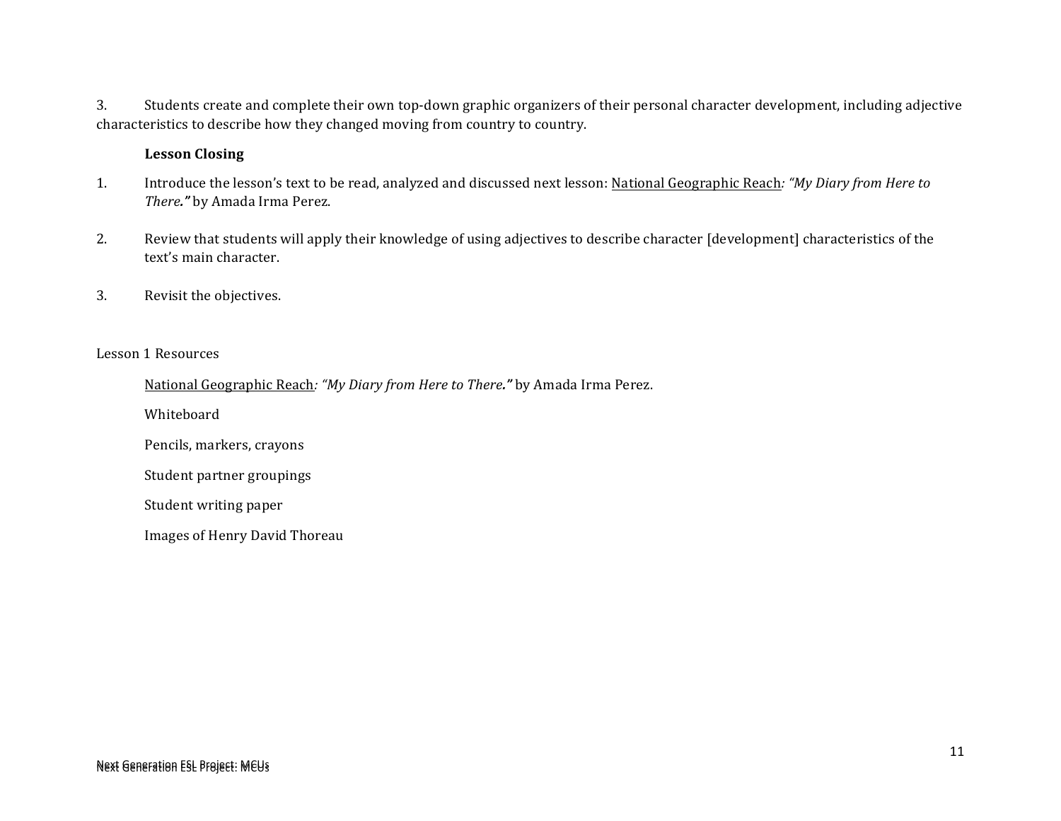3. Students create and complete their own top-down graphic organizers of their personal character development, including adjective characteristics to describe how they changed moving from country to country.

**Lesson Closing**

1. Introduce the lesson's text to be read, analyzed and discussed next lesson: National Geographic Reach*: "My Diary from Here to There."* by Amada Irma Perez.

2. Review that students will apply their knowledge of using adjectives to describe character [development] characteristics of the text's main character.

3. Revisit the objectives.

Lesson 1 Resources

National Geographic Reach*: "My Diary from Here to There."* by Amada Irma Perez.

Whiteboard

Pencils, markers, crayons

Student partner groupings

Student writing paper

Images of Henry David Thoreau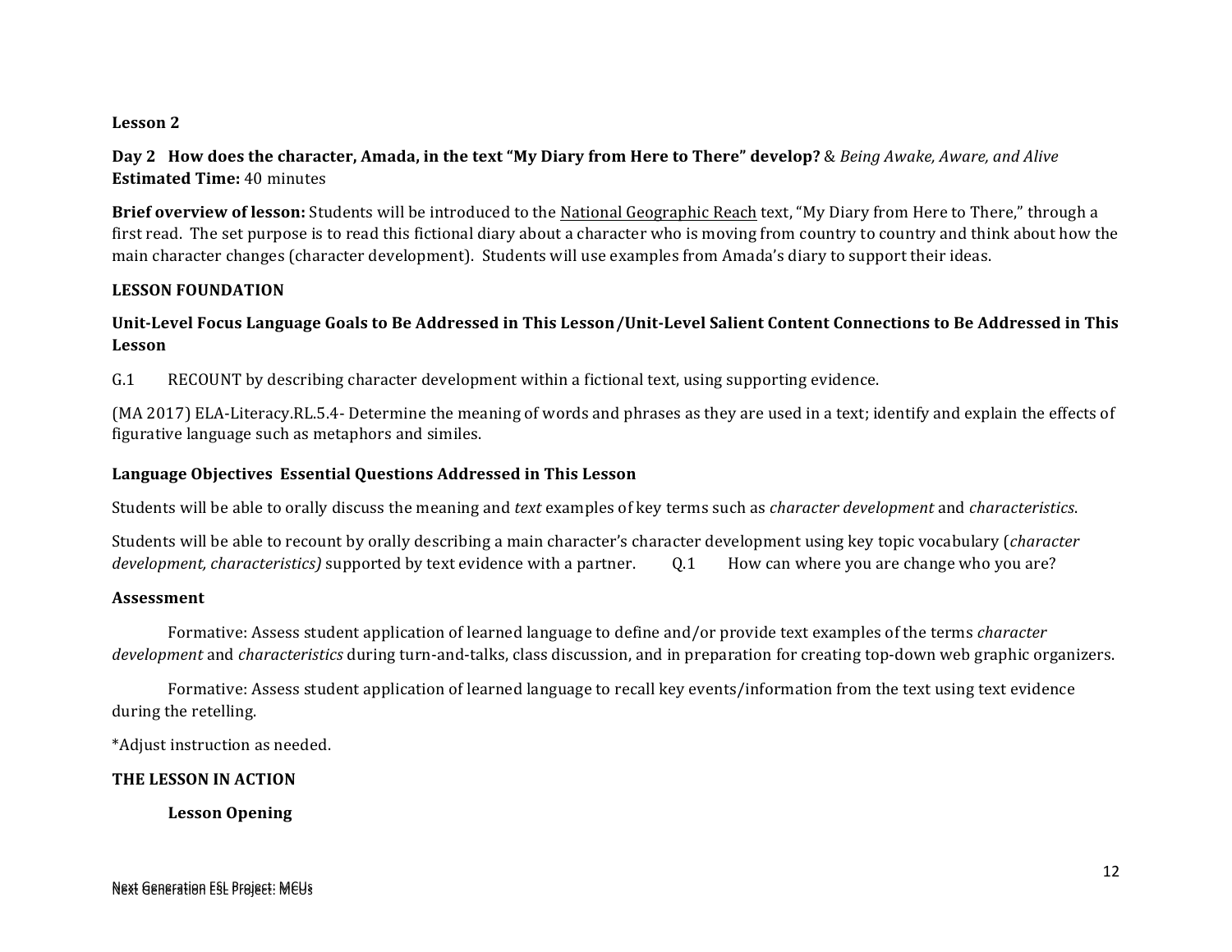**Lesson 2**

**Day 2 How does the character, Amada, in the text "My Diary from Here to There" develop?** & *Being Awake, Aware, and Alive*
**Estimated Time:** 40 minutes

**Brief overview of lesson:** Students will be introduced to the National Geographic Reach text, "My Diary from Here to There," through a first read. The set purpose is to read this fictional diary about a character who is moving from country to country and think about how the main character changes (character development). Students will use examples from Amada's diary to support their ideas.

**LESSON FOUNDATION**

**Unit-Level Focus Language Goals to Be Addressed in This Lesson /Unit-Level Salient Content Connections to Be Addressed in This Lesson**

G.1 RECOUNT by describing character development within a fictional text, using supporting evidence.

(MA 2017) ELA-Literacy.RL.5.4- Determine the meaning of words and phrases as they are used in a text; identify and explain the effects of figurative language such as metaphors and similes.

**Language Objectives Essential Questions Addressed in This Lesson**

Students will be able to orally discuss the meaning and *text* examples of key terms such as *character development* and *characteristics.*

Students will be able to recount by orally describing a main character's character development using key topic vocabulary (*character development, characteristics)* supported by text evidence with a partner. Q.1 How can where you are change who you are?

**Assessment**

Formative: Assess student application of learned language to define and/or provide text examples of the terms *character development* and *characteristics* during turn-and-talks, class discussion, and in preparation for creating top-down web graphic organizers.

Formative: Assess student application of learned language to recall key events/information from the text using text evidence during the retelling.

*Adjust instruction as needed.

**THE LESSON IN ACTION**

**Lesson Opening**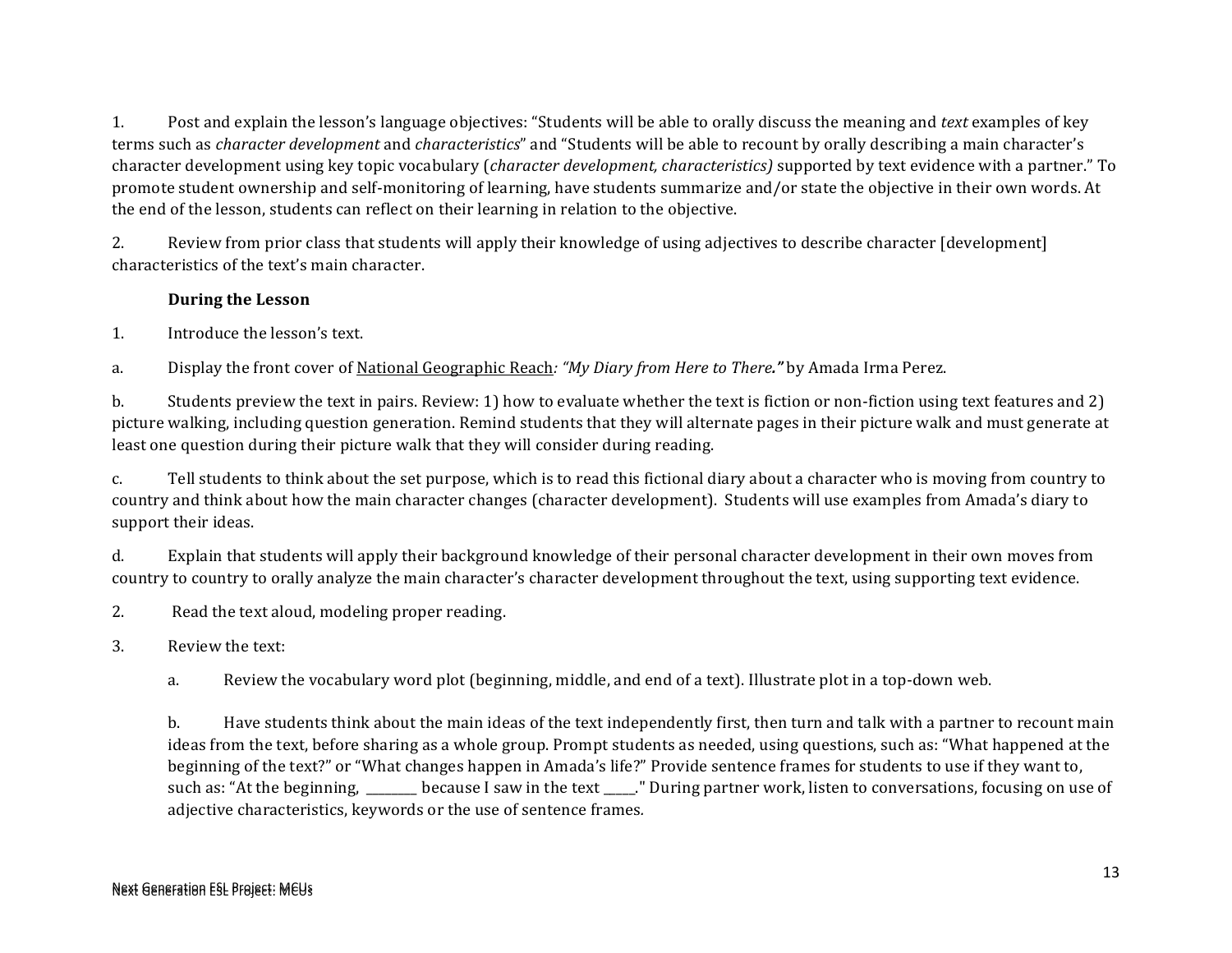1. Post and explain the lesson's language objectives: "Students will be able to orally discuss the meaning and *text* examples of key terms such as *character development* and *characteristics*" and "Students will be able to recount by orally describing a main character's character development using key topic vocabulary (*character development, characteristics)* supported by text evidence with a partner." To promote student ownership and self-monitoring of learning, have students summarize and/or state the objective in their own words. At the end of the lesson, students can reflect on their learning in relation to the objective.

2. Review from prior class that students will apply their knowledge of using adjectives to describe character [development] characteristics of the text's main character.

**During the Lesson**

1. Introduce the lesson's text.

a. Display the front cover of <u>National Geographic Reach</u>*: "My Diary from Here to There."* by Amada Irma Perez.

b. Students preview the text in pairs. Review: 1) how to evaluate whether the text is fiction or non-fiction using text features and 2) picture walking, including question generation. Remind students that they will alternate pages in their picture walk and must generate at least one question during their picture walk that they will consider during reading.

c. Tell students to think about the set purpose, which is to read this fictional diary about a character who is moving from country to country and think about how the main character changes (character development). Students will use examples from Amada's diary to support their ideas.

d. Explain that students will apply their background knowledge of their personal character development in their own moves from country to country to orally analyze the main character's character development throughout the text, using supporting text evidence.

2. Read the text aloud, modeling proper reading.

3. Review the text:

   a. Review the vocabulary word plot (beginning, middle, and end of a text). Illustrate plot in a top-down web.

   b. Have students think about the main ideas of the text independently first, then turn and talk with a partner to recount main ideas from the text, before sharing as a whole group. Prompt students as needed, using questions, such as: "What happened at the beginning of the text?" or "What changes happen in Amada's life?" Provide sentence frames for students to use if they want to, such as: "At the beginning, ________ because I saw in the text _____." During partner work, listen to conversations, focusing on use of adjective characteristics, keywords or the use of sentence frames.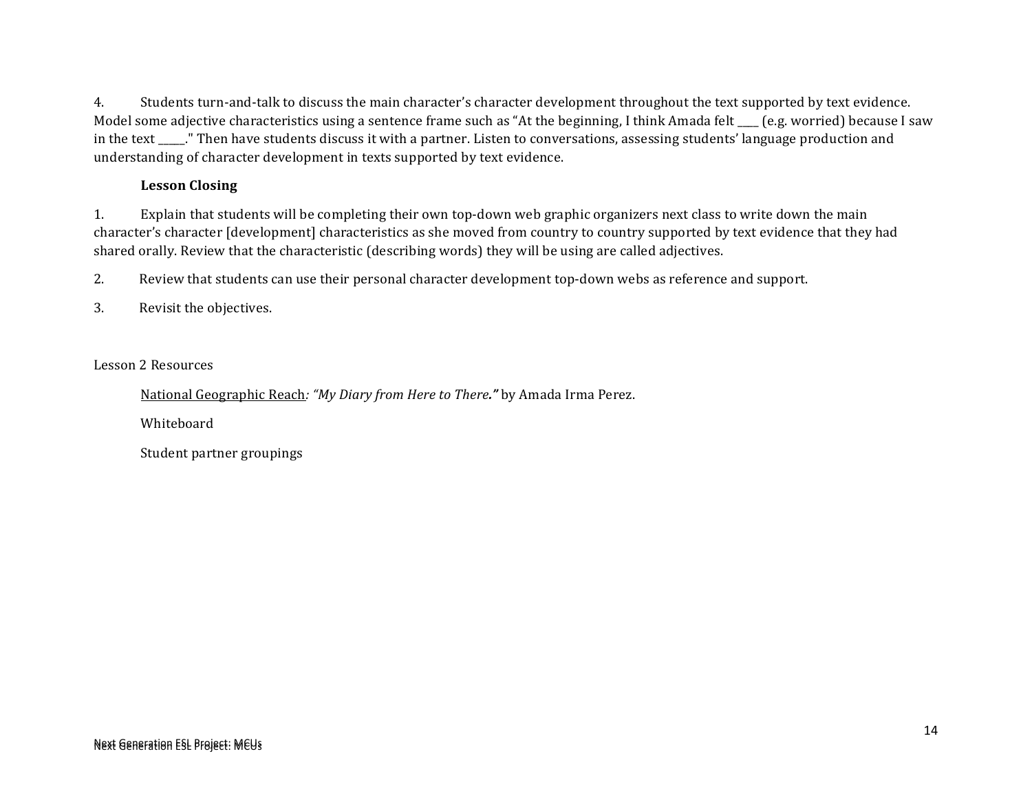4. Students turn-and-talk to discuss the main character's character development throughout the text supported by text evidence. Model some adjective characteristics using a sentence frame such as "At the beginning, I think Amada felt ____ (e.g. worried) because I saw in the text _____." Then have students discuss it with a partner. Listen to conversations, assessing students' language production and understanding of character development in texts supported by text evidence.

**Lesson Closing**

1. Explain that students will be completing their own top-down web graphic organizers next class to write down the main character's character [development] characteristics as she moved from country to country supported by text evidence that they had shared orally. Review that the characteristic (describing words) they will be using are called adjectives.

2. Review that students can use their personal character development top-down webs as reference and support.

3. Revisit the objectives.

Lesson 2 Resources

National Geographic Reach*: "My Diary from Here to There."* by Amada Irma Perez.

Whiteboard

Student partner groupings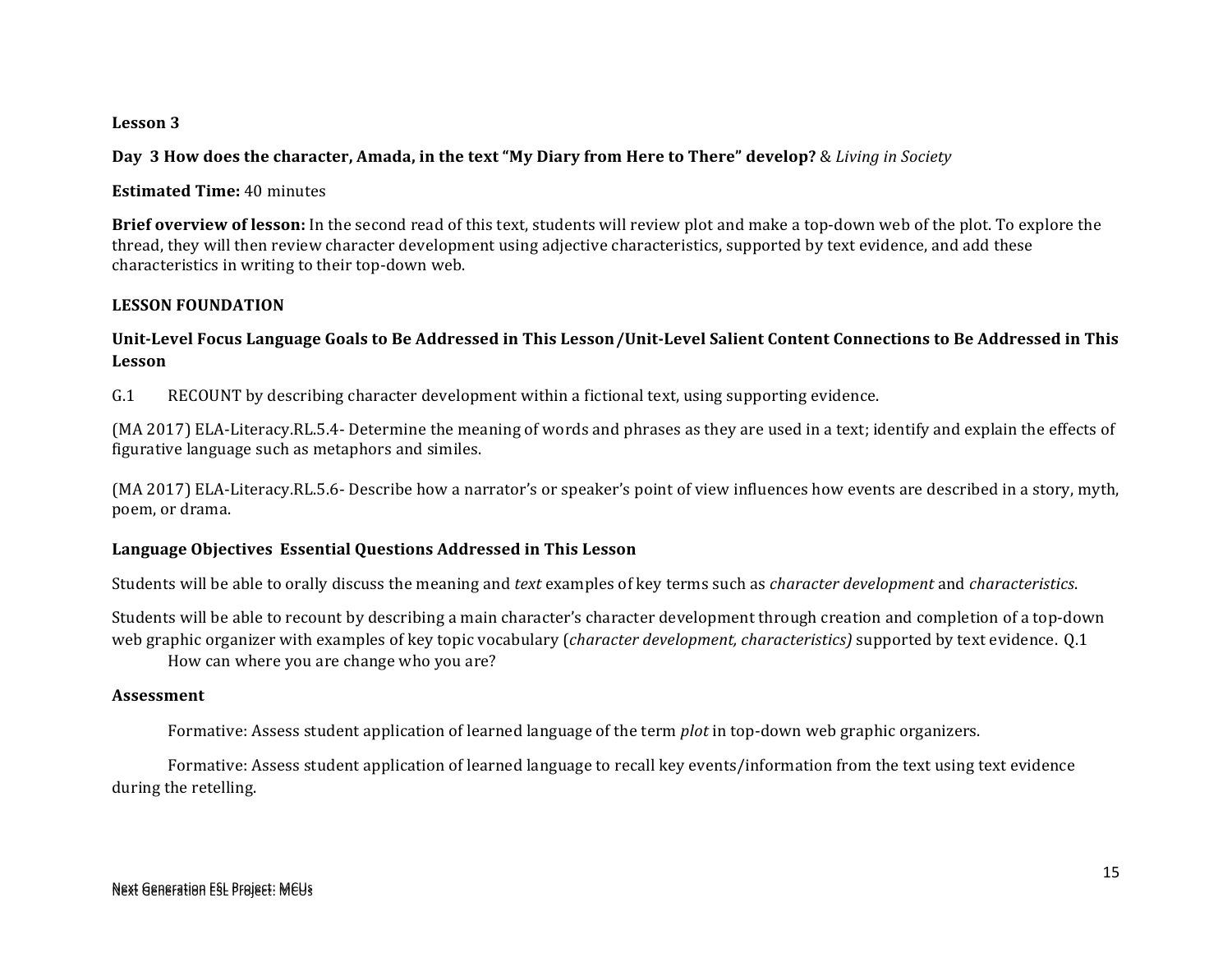**Lesson 3**

**Day 3 How does the character, Amada, in the text "My Diary from Here to There" develop?** & *Living in Society*

**Estimated Time:** 40 minutes

**Brief overview of lesson:** In the second read of this text, students will review plot and make a top-down web of the plot. To explore the thread, they will then review character development using adjective characteristics, supported by text evidence, and add these characteristics in writing to their top-down web.

**LESSON FOUNDATION**

**Unit-Level Focus Language Goals to Be Addressed in This Lesson /Unit-Level Salient Content Connections to Be Addressed in This Lesson**

G.1 RECOUNT by describing character development within a fictional text, using supporting evidence.

(MA 2017) ELA-Literacy.RL.5.4- Determine the meaning of words and phrases as they are used in a text; identify and explain the effects of figurative language such as metaphors and similes.

(MA 2017) ELA-Literacy.RL.5.6- Describe how a narrator's or speaker's point of view influences how events are described in a story, myth, poem, or drama.

**Language Objectives Essential Questions Addressed in This Lesson**

Students will be able to orally discuss the meaning and *text* examples of key terms such as *character development* and *characteristics*.

Students will be able to recount by describing a main character's character development through creation and completion of a top-down web graphic organizer with examples of key topic vocabulary (*character development, characteristics)* supported by text evidence. Q.1 How can where you are change who you are?

**Assessment**

Formative: Assess student application of learned language of the term *plot* in top-down web graphic organizers.

Formative: Assess student application of learned language to recall key events/information from the text using text evidence during the retelling.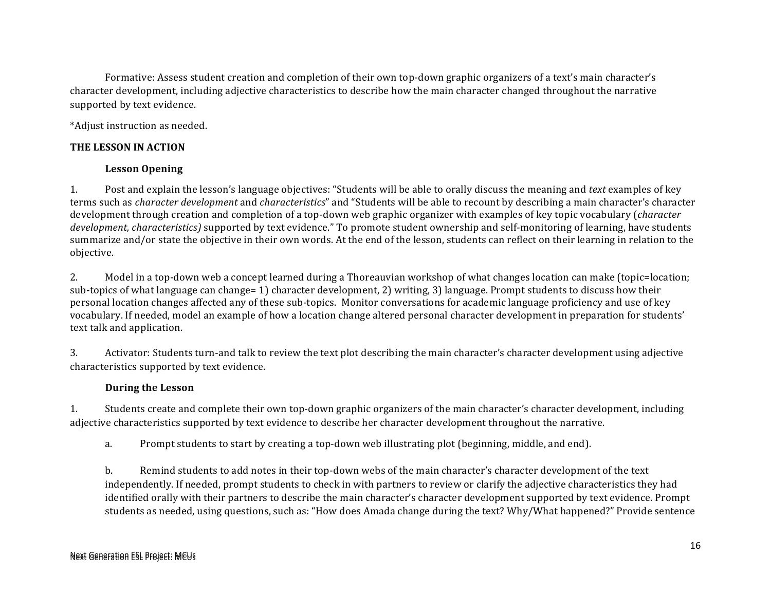Formative: Assess student creation and completion of their own top-down graphic organizers of a text's main character's character development, including adjective characteristics to describe how the main character changed throughout the narrative supported by text evidence.

*Adjust instruction as needed.

**THE LESSON IN ACTION**

**Lesson Opening**

1. Post and explain the lesson's language objectives: "Students will be able to orally discuss the meaning and *text* examples of key terms such as *character development* and *characteristics*" and "Students will be able to recount by describing a main character's character development through creation and completion of a top-down web graphic organizer with examples of key topic vocabulary (*character development, characteristics)* supported by text evidence." To promote student ownership and self-monitoring of learning, have students summarize and/or state the objective in their own words. At the end of the lesson, students can reflect on their learning in relation to the objective.

2. Model in a top-down web a concept learned during a Thoreauvian workshop of what changes location can make (topic=location; sub-topics of what language can change= 1) character development, 2) writing, 3) language. Prompt students to discuss how their personal location changes affected any of these sub-topics. Monitor conversations for academic language proficiency and use of key vocabulary. If needed, model an example of how a location change altered personal character development in preparation for students' text talk and application.

3. Activator: Students turn-and talk to review the text plot describing the main character's character development using adjective characteristics supported by text evidence.

**During the Lesson**

1. Students create and complete their own top-down graphic organizers of the main character's character development, including adjective characteristics supported by text evidence to describe her character development throughout the narrative.

   a. Prompt students to start by creating a top-down web illustrating plot (beginning, middle, and end).

   b. Remind students to add notes in their top-down webs of the main character's character development of the text independently. If needed, prompt students to check in with partners to review or clarify the adjective characteristics they had identified orally with their partners to describe the main character's character development supported by text evidence. Prompt students as needed, using questions, such as: "How does Amada change during the text? Why/What happened?" Provide sentence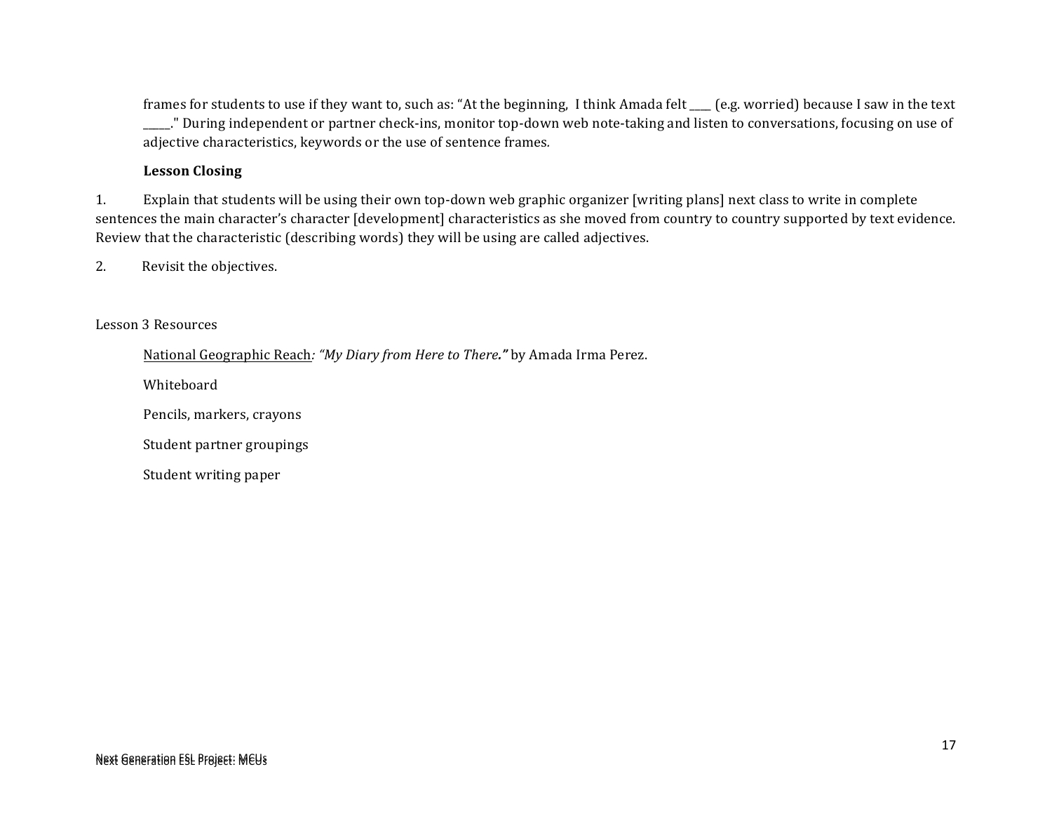frames for students to use if they want to, such as: "At the beginning, I think Amada felt ____ (e.g. worried) because I saw in the text _____." During independent or partner check-ins, monitor top-down web note-taking and listen to conversations, focusing on use of adjective characteristics, keywords or the use of sentence frames.

**Lesson Closing**

1. Explain that students will be using their own top-down web graphic organizer [writing plans] next class to write in complete sentences the main character's character [development] characteristics as she moved from country to country supported by text evidence. Review that the characteristic (describing words) they will be using are called adjectives.

2. Revisit the objectives.

Lesson 3 Resources

National Geographic Reach*: "My Diary from Here to There."* by Amada Irma Perez.

Whiteboard

Pencils, markers, crayons

Student partner groupings

Student writing paper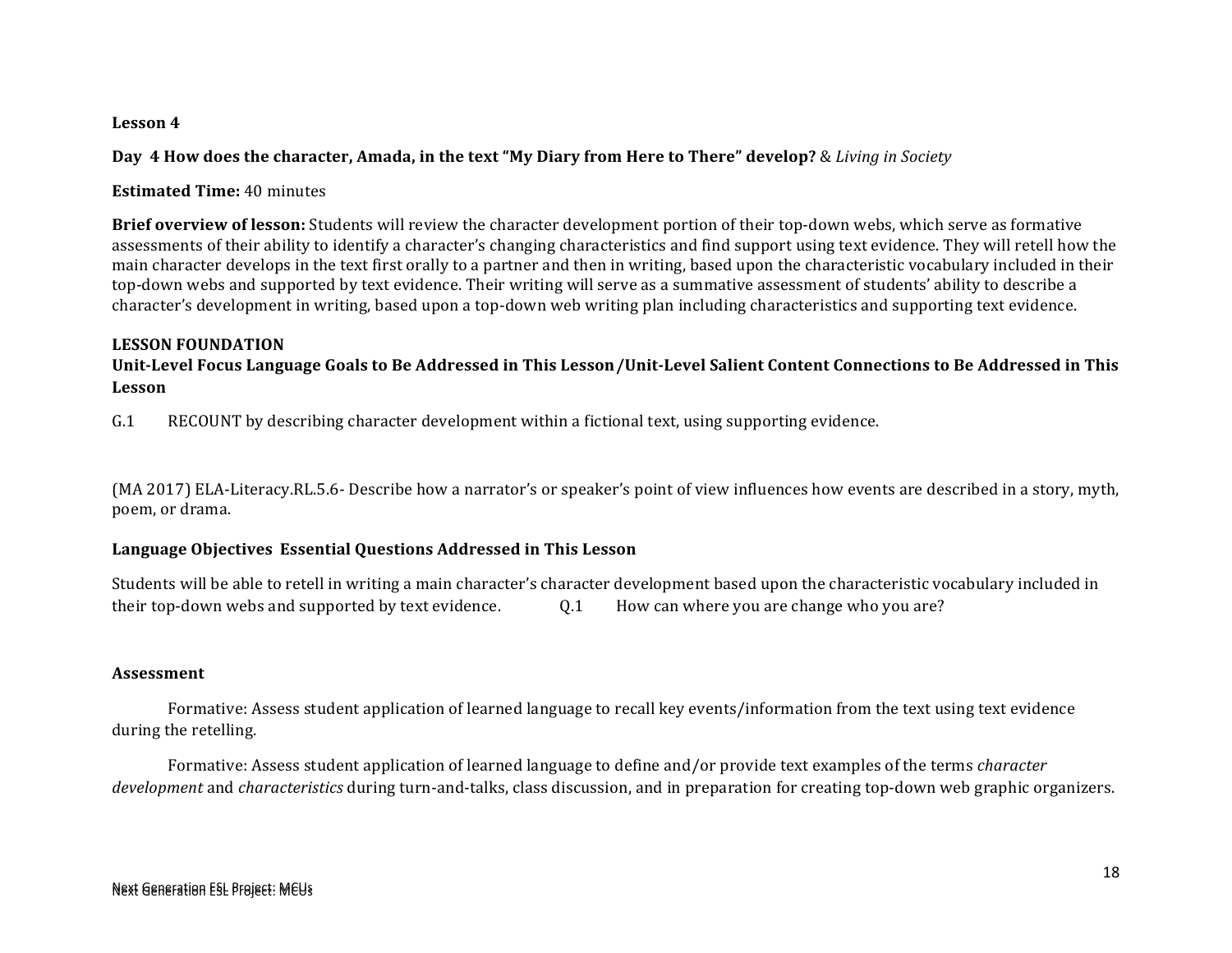**Lesson 4**

**Day 4 How does the character, Amada, in the text "My Diary from Here to There" develop?** & *Living in Society*

**Estimated Time:** 40 minutes

**Brief overview of lesson:** Students will review the character development portion of their top-down webs, which serve as formative assessments of their ability to identify a character's changing characteristics and find support using text evidence. They will retell how the main character develops in the text first orally to a partner and then in writing, based upon the characteristic vocabulary included in their top-down webs and supported by text evidence. Their writing will serve as a summative assessment of students' ability to describe a character's development in writing, based upon a top-down web writing plan including characteristics and supporting text evidence.

**LESSON FOUNDATION**

**Unit-Level Focus Language Goals to Be Addressed in This Lesson /Unit-Level Salient Content Connections to Be Addressed in This Lesson**

G.1 RECOUNT by describing character development within a fictional text, using supporting evidence.

(MA 2017) ELA-Literacy.RL.5.6- Describe how a narrator's or speaker's point of view influences how events are described in a story, myth, poem, or drama.

**Language Objectives Essential Questions Addressed in This Lesson**

Students will be able to retell in writing a main character's character development based upon the characteristic vocabulary included in their top-down webs and supported by text evidence.

Q.1 How can where you are change who you are?

**Assessment**

Formative: Assess student application of learned language to recall key events/information from the text using text evidence during the retelling.

Formative: Assess student application of learned language to define and/or provide text examples of the terms *character development* and *characteristics* during turn-and-talks, class discussion, and in preparation for creating top-down web graphic organizers.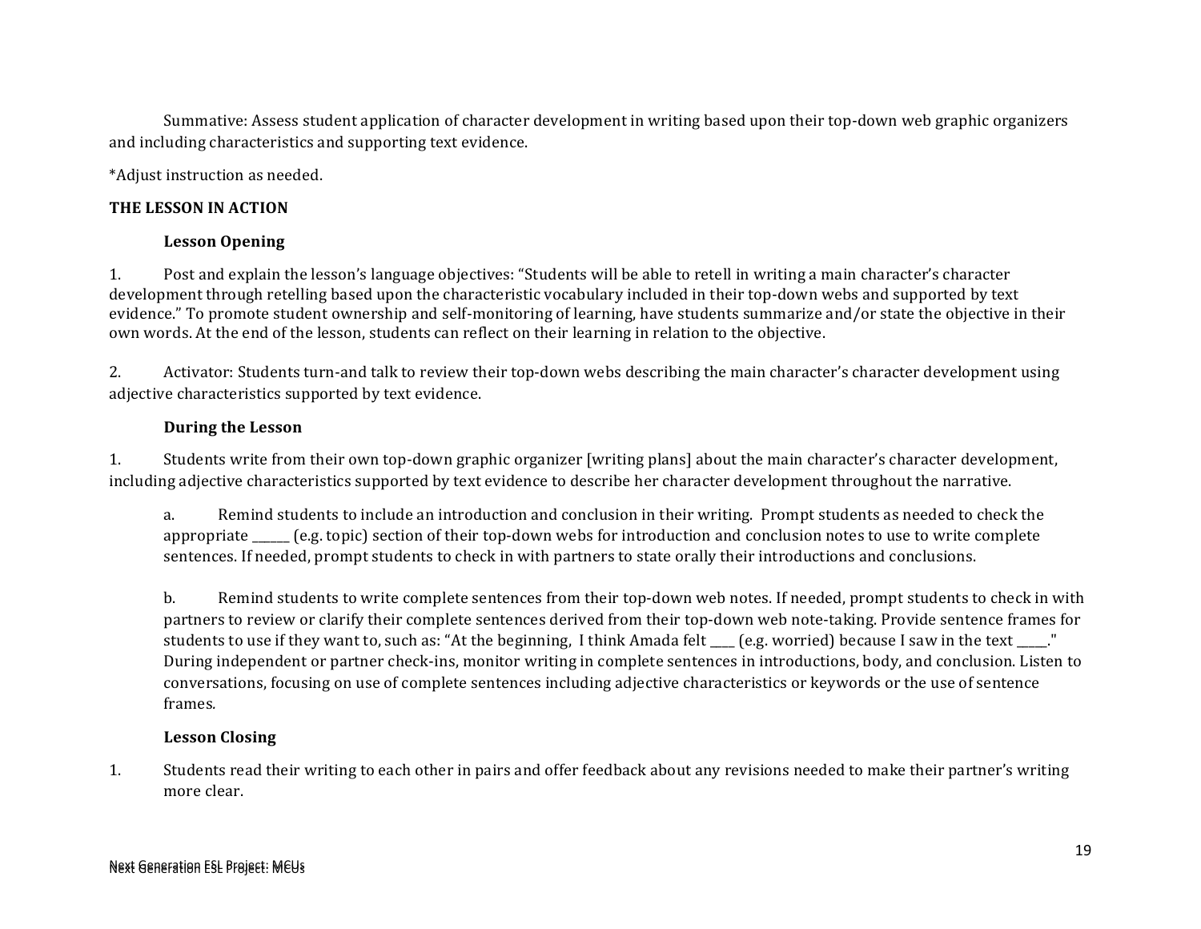Summative: Assess student application of character development in writing based upon their top-down web graphic organizers and including characteristics and supporting text evidence.

*Adjust instruction as needed.

**THE LESSON IN ACTION**

**Lesson Opening**

1. Post and explain the lesson's language objectives: "Students will be able to retell in writing a main character's character development through retelling based upon the characteristic vocabulary included in their top-down webs and supported by text evidence." To promote student ownership and self-monitoring of learning, have students summarize and/or state the objective in their own words. At the end of the lesson, students can reflect on their learning in relation to the objective.

2. Activator: Students turn-and talk to review their top-down webs describing the main character's character development using adjective characteristics supported by text evidence.

**During the Lesson**

1. Students write from their own top-down graphic organizer [writing plans] about the main character's character development, including adjective characteristics supported by text evidence to describe her character development throughout the narrative.

    a. Remind students to include an introduction and conclusion in their writing. Prompt students as needed to check the appropriate ______ (e.g. topic) section of their top-down webs for introduction and conclusion notes to use to write complete sentences. If needed, prompt students to check in with partners to state orally their introductions and conclusions.

    b. Remind students to write complete sentences from their top-down web notes. If needed, prompt students to check in with partners to review or clarify their complete sentences derived from their top-down web note-taking. Provide sentence frames for students to use if they want to, such as: "At the beginning, I think Amada felt ____ (e.g. worried) because I saw in the text _____." During independent or partner check-ins, monitor writing in complete sentences in introductions, body, and conclusion. Listen to conversations, focusing on use of complete sentences including adjective characteristics or keywords or the use of sentence frames.

**Lesson Closing**

1. Students read their writing to each other in pairs and offer feedback about any revisions needed to make their partner's writing more clear.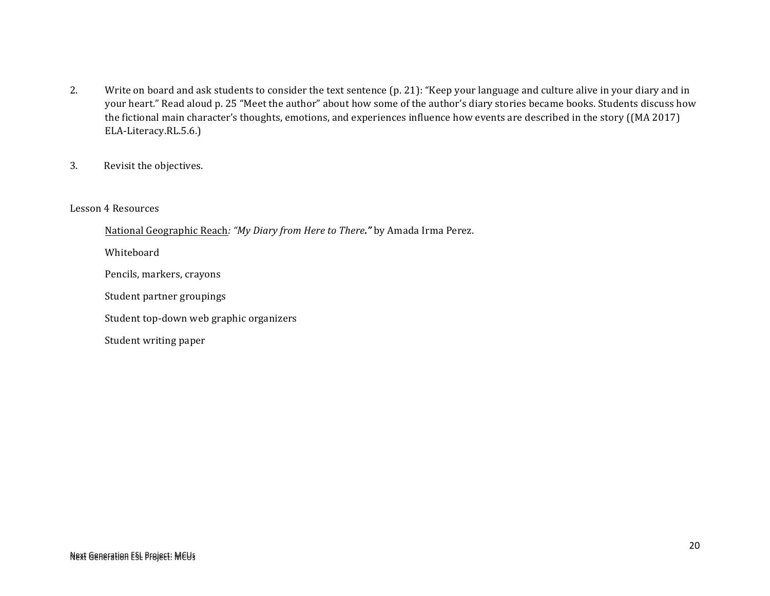2. Write on board and ask students to consider the text sentence (p. 21): "Keep your language and culture alive in your diary and in your heart." Read aloud p. 25 "Meet the author" about how some of the author's diary stories became books. Students discuss how the fictional main character's thoughts, emotions, and experiences influence how events are described in the story ((MA 2017) ELA-Literacy.RL.5.6.)

3. Revisit the objectives.

Lesson 4 Resources

National Geographic Reach*: "My Diary from Here to There."* by Amada Irma Perez.

Whiteboard

Pencils, markers, crayons

Student partner groupings

Student top-down web graphic organizers

Student writing paper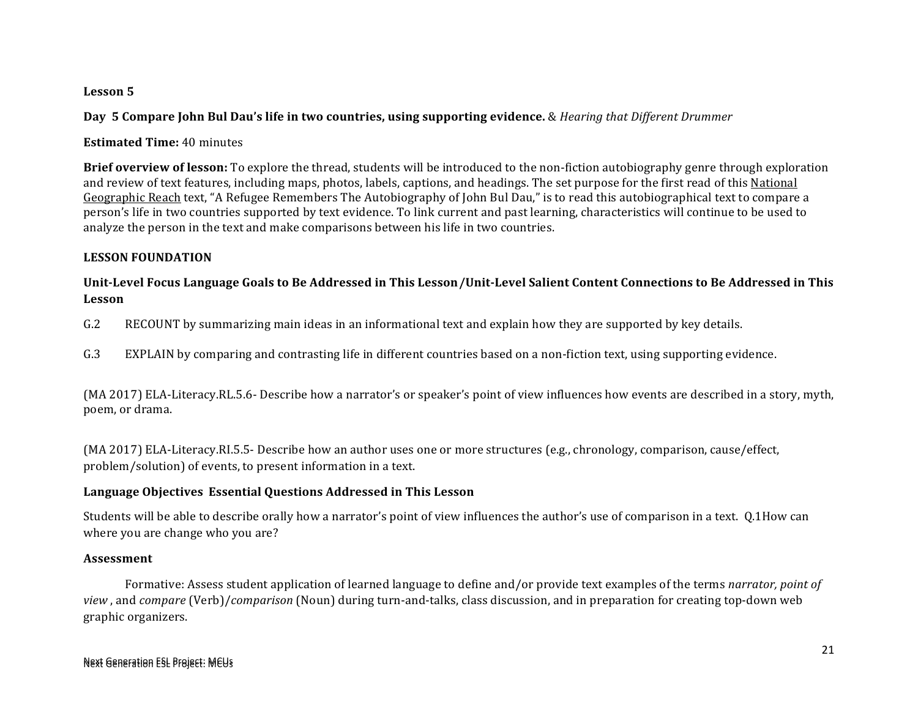**Lesson 5**

**Day 5 Compare John Bul Dau's life in two countries, using supporting evidence.** & *Hearing that Different Drummer*

**Estimated Time:** 40 minutes

**Brief overview of lesson:** To explore the thread, students will be introduced to the non-fiction autobiography genre through exploration and review of text features, including maps, photos, labels, captions, and headings. The set purpose for the first read of this National Geographic Reach text, "A Refugee Remembers The Autobiography of John Bul Dau," is to read this autobiographical text to compare a person's life in two countries supported by text evidence. To link current and past learning, characteristics will continue to be used to analyze the person in the text and make comparisons between his life in two countries.

**LESSON FOUNDATION**

**Unit-Level Focus Language Goals to Be Addressed in This Lesson /Unit-Level Salient Content Connections to Be Addressed in This Lesson**

G.2 RECOUNT by summarizing main ideas in an informational text and explain how they are supported by key details.

G.3 EXPLAIN by comparing and contrasting life in different countries based on a non-fiction text, using supporting evidence.

(MA 2017) ELA-Literacy.RL.5.6- Describe how a narrator's or speaker's point of view influences how events are described in a story, myth, poem, or drama.

(MA 2017) ELA-Literacy.RI.5.5- Describe how an author uses one or more structures (e.g., chronology, comparison, cause/effect, problem/solution) of events, to present information in a text.

**Language Objectives Essential Questions Addressed in This Lesson**

Students will be able to describe orally how a narrator's point of view influences the author's use of comparison in a text. Q.1How can where you are change who you are?

**Assessment**

Formative: Assess student application of learned language to define and/or provide text examples of the terms *narrator, point of view* , and *compare* (Verb)/*comparison* (Noun) during turn-and-talks, class discussion, and in preparation for creating top-down web graphic organizers.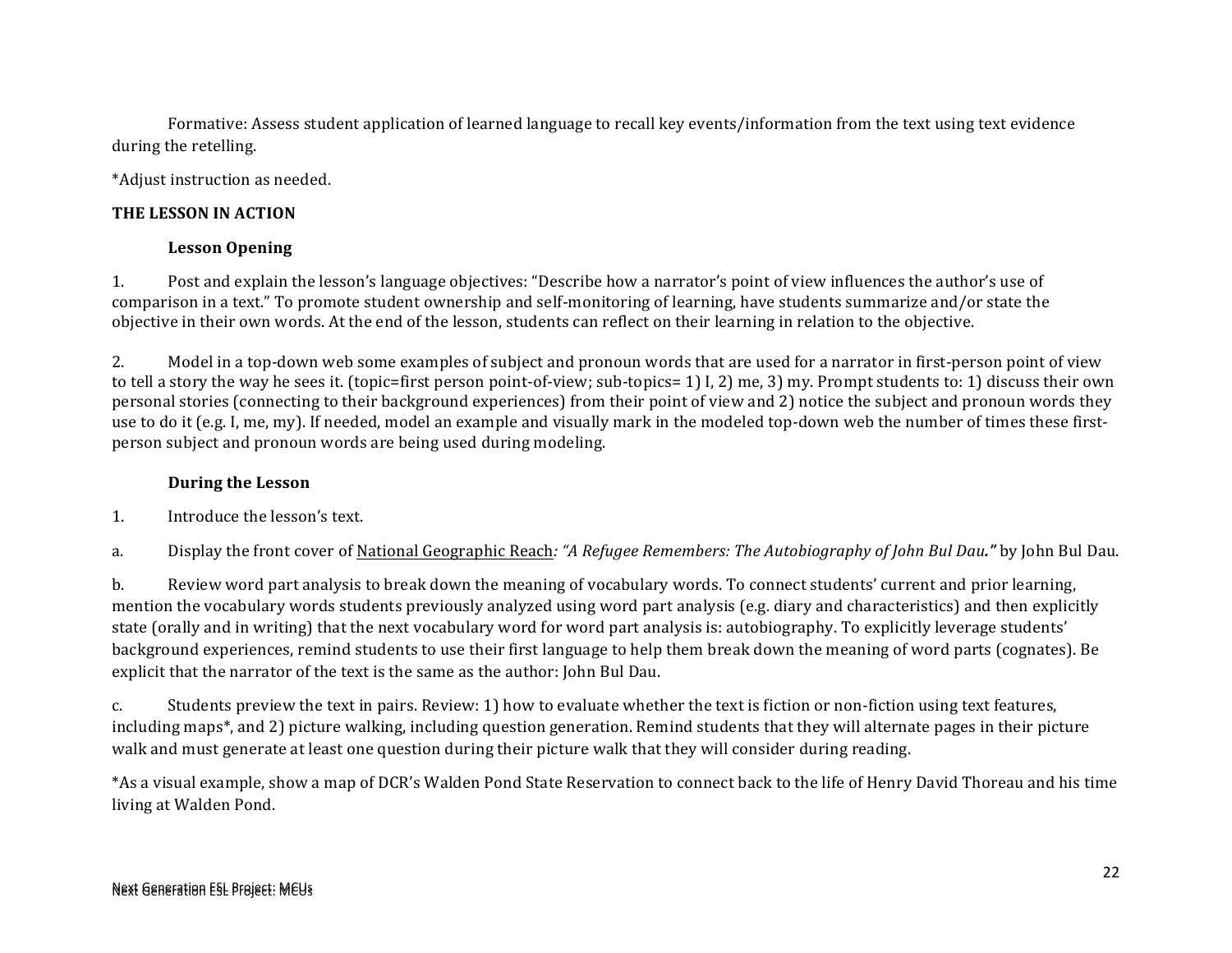Formative: Assess student application of learned language to recall key events/information from the text using text evidence during the retelling.

*Adjust instruction as needed.

**THE LESSON IN ACTION**

**Lesson Opening**

1. Post and explain the lesson's language objectives: "Describe how a narrator's point of view influences the author's use of comparison in a text." To promote student ownership and self-monitoring of learning, have students summarize and/or state the objective in their own words. At the end of the lesson, students can reflect on their learning in relation to the objective.

2. Model in a top-down web some examples of subject and pronoun words that are used for a narrator in first-person point of view to tell a story the way he sees it. (topic=first person point-of-view; sub-topics= 1) I, 2) me, 3) my. Prompt students to: 1) discuss their own personal stories (connecting to their background experiences) from their point of view and 2) notice the subject and pronoun words they use to do it (e.g. I, me, my). If needed, model an example and visually mark in the modeled top-down web the number of times these first-person subject and pronoun words are being used during modeling.

**During the Lesson**

1. Introduce the lesson's text.

a. Display the front cover of National Geographic Reach*: "A Refugee Remembers: The Autobiography of John Bul Dau."* by John Bul Dau.

b. Review word part analysis to break down the meaning of vocabulary words. To connect students' current and prior learning, mention the vocabulary words students previously analyzed using word part analysis (e.g. diary and characteristics) and then explicitly state (orally and in writing) that the next vocabulary word for word part analysis is: autobiography. To explicitly leverage students' background experiences, remind students to use their first language to help them break down the meaning of word parts (cognates). Be explicit that the narrator of the text is the same as the author: John Bul Dau.

c. Students preview the text in pairs. Review: 1) how to evaluate whether the text is fiction or non-fiction using text features, including maps*, and 2) picture walking, including question generation. Remind students that they will alternate pages in their picture walk and must generate at least one question during their picture walk that they will consider during reading.

*As a visual example, show a map of DCR's Walden Pond State Reservation to connect back to the life of Henry David Thoreau and his time living at Walden Pond.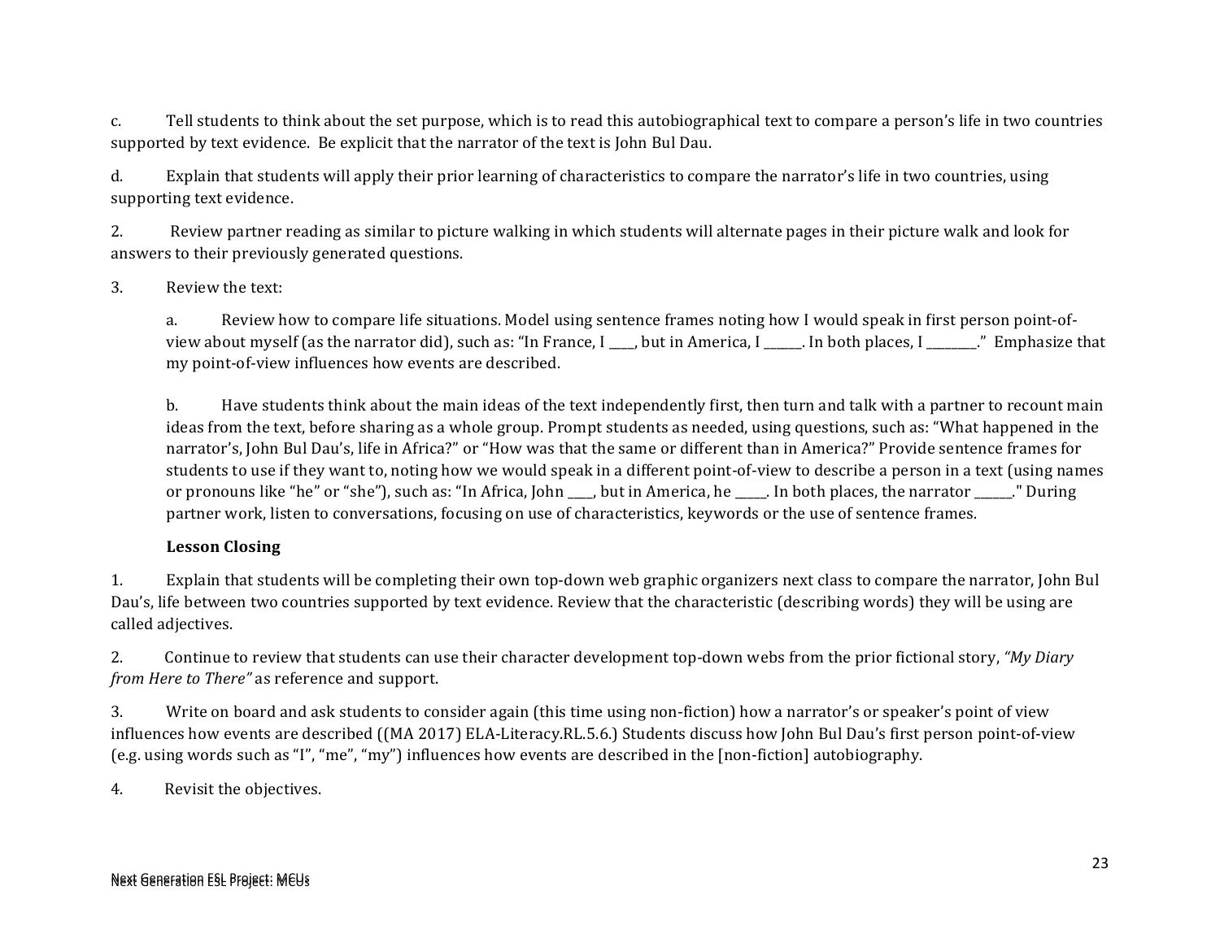c. Tell students to think about the set purpose, which is to read this autobiographical text to compare a person's life in two countries supported by text evidence. Be explicit that the narrator of the text is John Bul Dau.

d. Explain that students will apply their prior learning of characteristics to compare the narrator's life in two countries, using supporting text evidence.

2. Review partner reading as similar to picture walking in which students will alternate pages in their picture walk and look for answers to their previously generated questions.

3. Review the text:

   a. Review how to compare life situations. Model using sentence frames noting how I would speak in first person point-of-view about myself (as the narrator did), such as: "In France, I ____, but in America, I ______. In both places, I ________." Emphasize that my point-of-view influences how events are described.

   b. Have students think about the main ideas of the text independently first, then turn and talk with a partner to recount main ideas from the text, before sharing as a whole group. Prompt students as needed, using questions, such as: "What happened in the narrator's, John Bul Dau's, life in Africa?" or "How was that the same or different than in America?" Provide sentence frames for students to use if they want to, noting how we would speak in a different point-of-view to describe a person in a text (using names or pronouns like "he" or "she"), such as: "In Africa, John ____, but in America, he _____. In both places, the narrator ______." During partner work, listen to conversations, focusing on use of characteristics, keywords or the use of sentence frames.

**Lesson Closing**

1. Explain that students will be completing their own top-down web graphic organizers next class to compare the narrator, John Bul Dau's, life between two countries supported by text evidence. Review that the characteristic (describing words) they will be using are called adjectives.

2. Continue to review that students can use their character development top-down webs from the prior fictional story, *"My Diary from Here to There"* as reference and support.

3. Write on board and ask students to consider again (this time using non-fiction) how a narrator's or speaker's point of view influences how events are described ((MA 2017) ELA-Literacy.RL.5.6.) Students discuss how John Bul Dau's first person point-of-view (e.g. using words such as "I", "me", "my") influences how events are described in the [non-fiction] autobiography.

4. Revisit the objectives.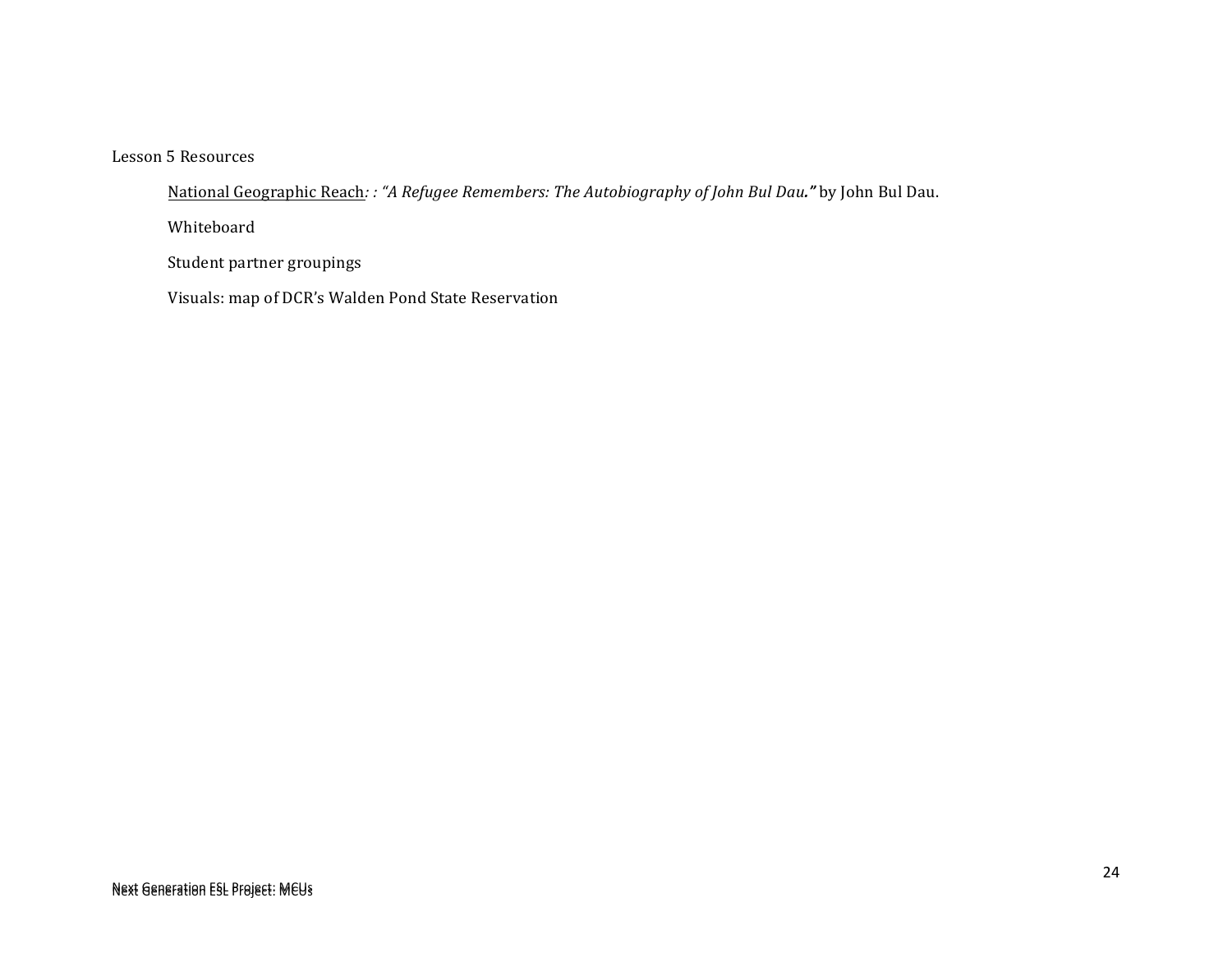Lesson 5 Resources

National Geographic Reach*: : "A Refugee Remembers: The Autobiography of John Bul Dau."* by John Bul Dau.

Whiteboard

Student partner groupings

Visuals: map of DCR's Walden Pond State Reservation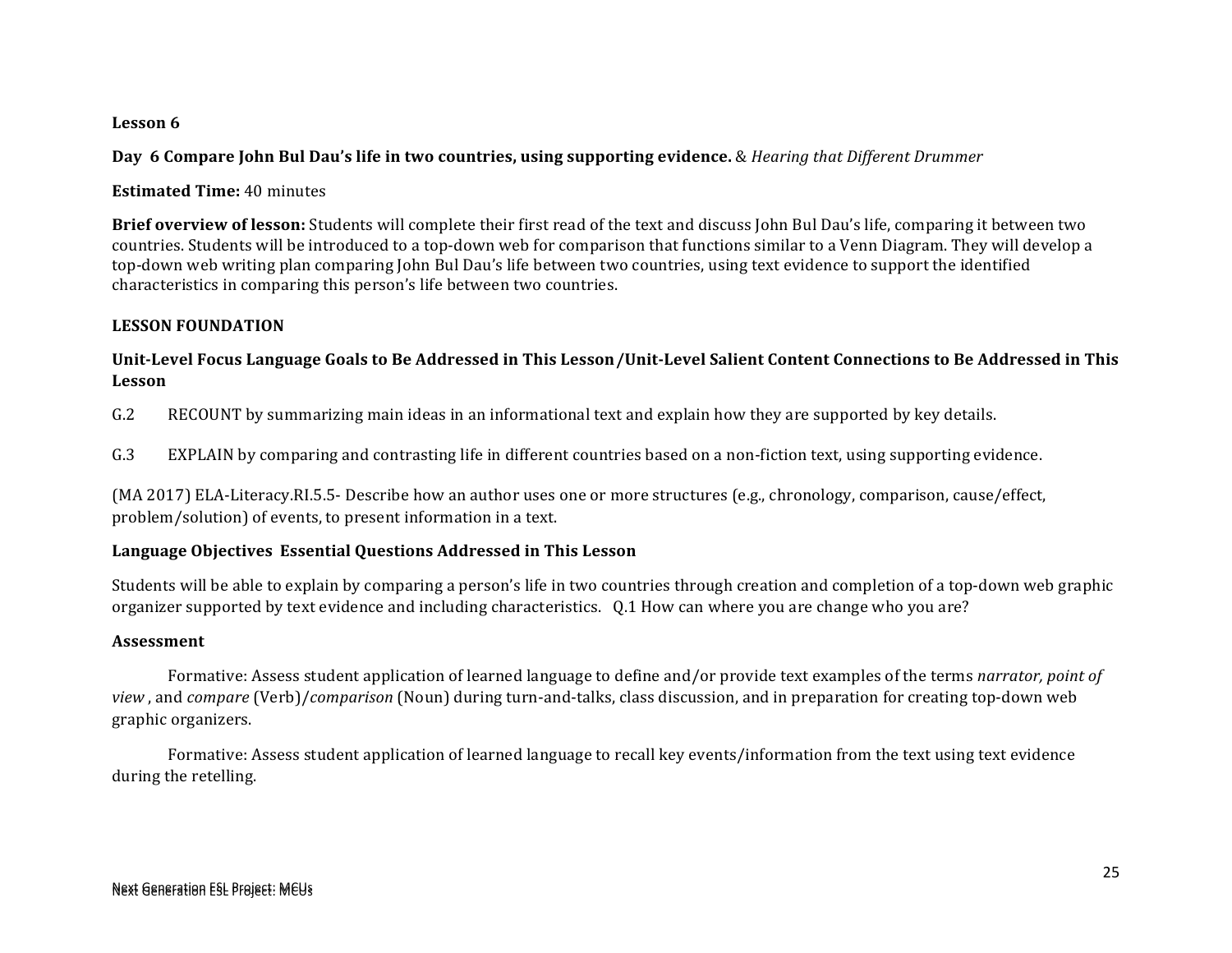**Lesson 6**

**Day 6 Compare John Bul Dau's life in two countries, using supporting evidence.** & *Hearing that Different Drummer*

**Estimated Time:** 40 minutes

**Brief overview of lesson:** Students will complete their first read of the text and discuss John Bul Dau's life, comparing it between two countries. Students will be introduced to a top-down web for comparison that functions similar to a Venn Diagram. They will develop a top-down web writing plan comparing John Bul Dau's life between two countries, using text evidence to support the identified characteristics in comparing this person's life between two countries.

**LESSON FOUNDATION**

**Unit-Level Focus Language Goals to Be Addressed in This Lesson /Unit-Level Salient Content Connections to Be Addressed in This Lesson**

G.2 RECOUNT by summarizing main ideas in an informational text and explain how they are supported by key details.

G.3 EXPLAIN by comparing and contrasting life in different countries based on a non-fiction text, using supporting evidence.

(MA 2017) ELA-Literacy.RI.5.5- Describe how an author uses one or more structures (e.g., chronology, comparison, cause/effect, problem/solution) of events, to present information in a text.

**Language Objectives Essential Questions Addressed in This Lesson**

Students will be able to explain by comparing a person's life in two countries through creation and completion of a top-down web graphic organizer supported by text evidence and including characteristics. Q.1 How can where you are change who you are?

**Assessment**

Formative: Assess student application of learned language to define and/or provide text examples of the terms *narrator, point of view* , and *compare* (Verb)/*comparison* (Noun) during turn-and-talks, class discussion, and in preparation for creating top-down web graphic organizers.

Formative: Assess student application of learned language to recall key events/information from the text using text evidence during the retelling.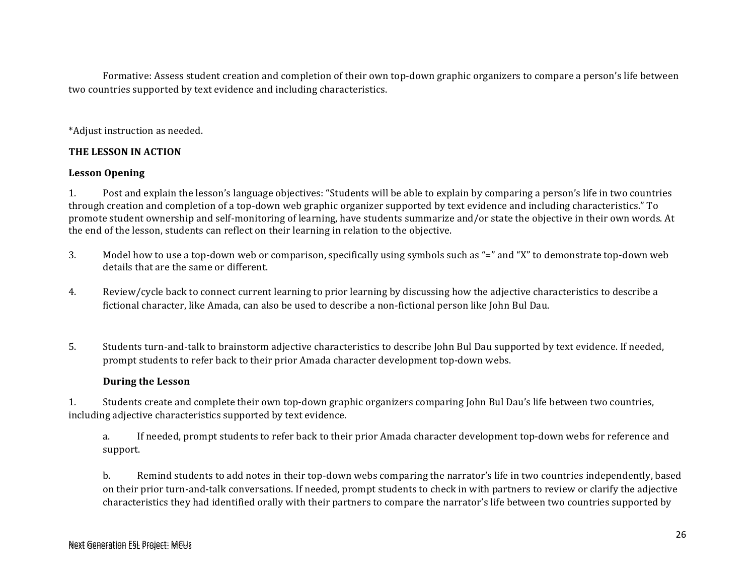Formative: Assess student creation and completion of their own top-down graphic organizers to compare a person's life between two countries supported by text evidence and including characteristics.

*Adjust instruction as needed.

**THE LESSON IN ACTION**

**Lesson Opening**

1. Post and explain the lesson's language objectives: "Students will be able to explain by comparing a person's life in two countries through creation and completion of a top-down web graphic organizer supported by text evidence and including characteristics." To promote student ownership and self-monitoring of learning, have students summarize and/or state the objective in their own words. At the end of the lesson, students can reflect on their learning in relation to the objective.

3. Model how to use a top-down web or comparison, specifically using symbols such as "=" and "X" to demonstrate top-down web details that are the same or different.

4. Review/cycle back to connect current learning to prior learning by discussing how the adjective characteristics to describe a fictional character, like Amada, can also be used to describe a non-fictional person like John Bul Dau.

5. Students turn-and-talk to brainstorm adjective characteristics to describe John Bul Dau supported by text evidence. If needed, prompt students to refer back to their prior Amada character development top-down webs.

**During the Lesson**

1. Students create and complete their own top-down graphic organizers comparing John Bul Dau's life between two countries, including adjective characteristics supported by text evidence.

    a. If needed, prompt students to refer back to their prior Amada character development top-down webs for reference and support.

    b. Remind students to add notes in their top-down webs comparing the narrator's life in two countries independently, based on their prior turn-and-talk conversations. If needed, prompt students to check in with partners to review or clarify the adjective characteristics they had identified orally with their partners to compare the narrator's life between two countries supported by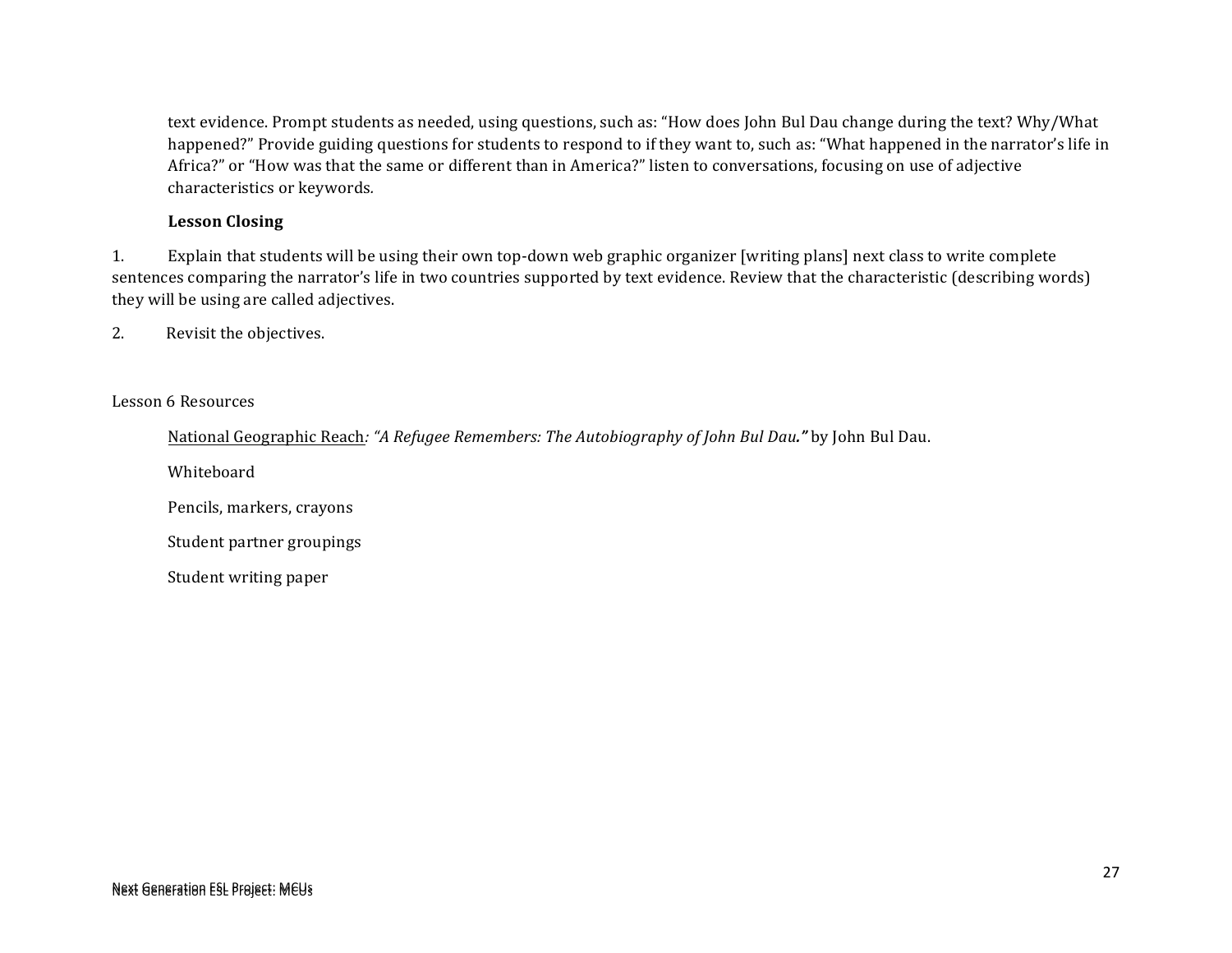text evidence. Prompt students as needed, using questions, such as: "How does John Bul Dau change during the text? Why/What happened?" Provide guiding questions for students to respond to if they want to, such as: "What happened in the narrator's life in Africa?" or "How was that the same or different than in America?" listen to conversations, focusing on use of adjective characteristics or keywords.

**Lesson Closing**

1. Explain that students will be using their own top-down web graphic organizer [writing plans] next class to write complete sentences comparing the narrator's life in two countries supported by text evidence. Review that the characteristic (describing words) they will be using are called adjectives.

2. Revisit the objectives.

Lesson 6 Resources

National Geographic Reach*: "A Refugee Remembers: The Autobiography of John Bul Dau."* by John Bul Dau.

Whiteboard

Pencils, markers, crayons

Student partner groupings

Student writing paper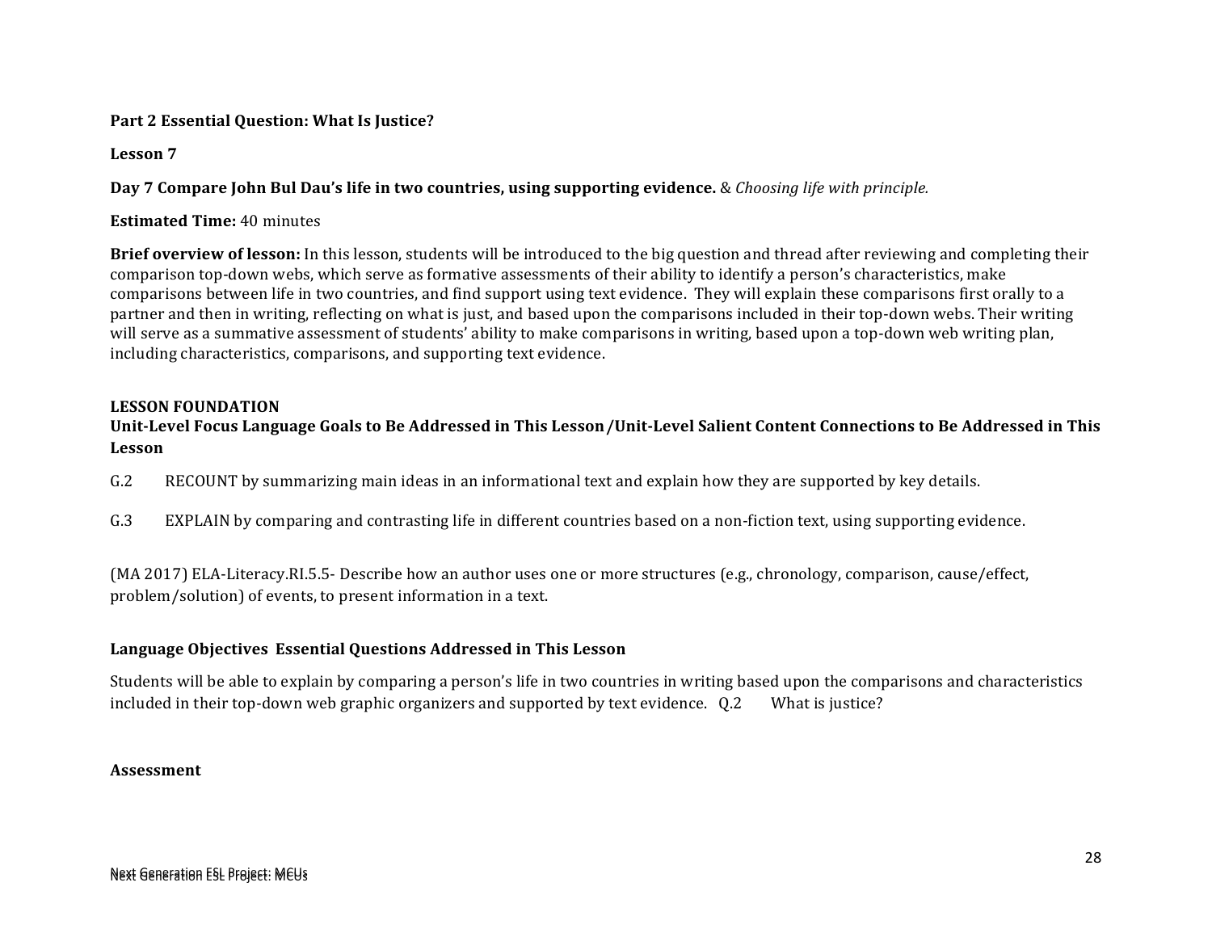**Part 2 Essential Question: What Is Justice?**

**Lesson 7**

**Day 7 Compare John Bul Dau's life in two countries, using supporting evidence.** & *Choosing life with principle.*

**Estimated Time:** 40 minutes

**Brief overview of lesson:** In this lesson, students will be introduced to the big question and thread after reviewing and completing their comparison top-down webs, which serve as formative assessments of their ability to identify a person's characteristics, make comparisons between life in two countries, and find support using text evidence. They will explain these comparisons first orally to a partner and then in writing, reflecting on what is just, and based upon the comparisons included in their top-down webs. Their writing will serve as a summative assessment of students' ability to make comparisons in writing, based upon a top-down web writing plan, including characteristics, comparisons, and supporting text evidence.

**LESSON FOUNDATION**

**Unit-Level Focus Language Goals to Be Addressed in This Lesson /Unit-Level Salient Content Connections to Be Addressed in This Lesson**

G.2 RECOUNT by summarizing main ideas in an informational text and explain how they are supported by key details.

G.3 EXPLAIN by comparing and contrasting life in different countries based on a non-fiction text, using supporting evidence.

(MA 2017) ELA-Literacy.RI.5.5- Describe how an author uses one or more structures (e.g., chronology, comparison, cause/effect, problem/solution) of events, to present information in a text.

**Language Objectives Essential Questions Addressed in This Lesson**

Students will be able to explain by comparing a person's life in two countries in writing based upon the comparisons and characteristics included in their top-down web graphic organizers and supported by text evidence. Q.2 What is justice?

**Assessment**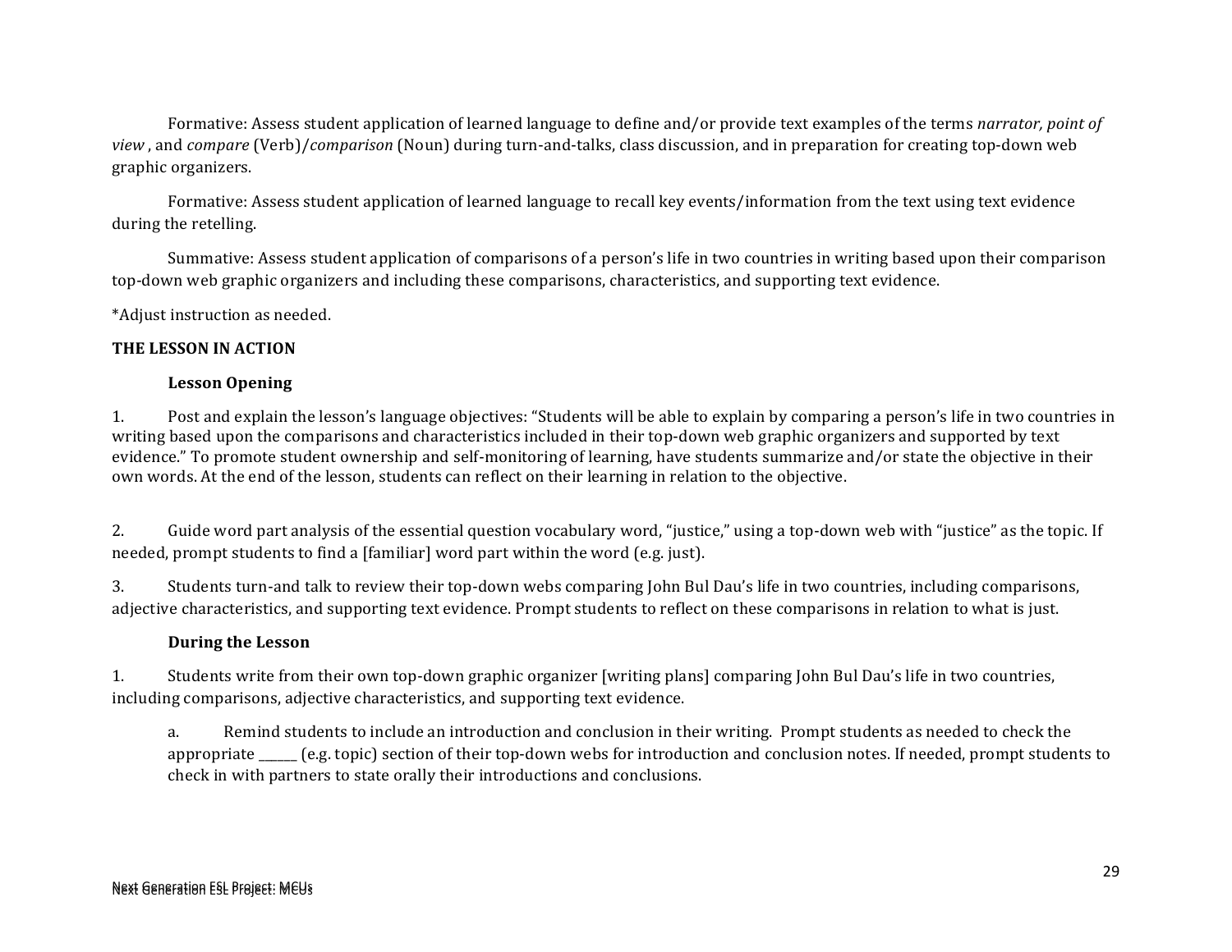Formative: Assess student application of learned language to define and/or provide text examples of the terms *narrator, point of view* , and *compare* (Verb)/*comparison* (Noun) during turn-and-talks, class discussion, and in preparation for creating top-down web graphic organizers.

Formative: Assess student application of learned language to recall key events/information from the text using text evidence during the retelling.

Summative: Assess student application of comparisons of a person's life in two countries in writing based upon their comparison top-down web graphic organizers and including these comparisons, characteristics, and supporting text evidence.

*Adjust instruction as needed.

**THE LESSON IN ACTION**

**Lesson Opening**

1. Post and explain the lesson's language objectives: "Students will be able to explain by comparing a person's life in two countries in writing based upon the comparisons and characteristics included in their top-down web graphic organizers and supported by text evidence." To promote student ownership and self-monitoring of learning, have students summarize and/or state the objective in their own words. At the end of the lesson, students can reflect on their learning in relation to the objective.

2. Guide word part analysis of the essential question vocabulary word, "justice," using a top-down web with "justice" as the topic. If needed, prompt students to find a [familiar] word part within the word (e.g. just).

3. Students turn-and talk to review their top-down webs comparing John Bul Dau's life in two countries, including comparisons, adjective characteristics, and supporting text evidence. Prompt students to reflect on these comparisons in relation to what is just.

**During the Lesson**

1. Students write from their own top-down graphic organizer [writing plans] comparing John Bul Dau's life in two countries, including comparisons, adjective characteristics, and supporting text evidence.

   a. Remind students to include an introduction and conclusion in their writing. Prompt students as needed to check the appropriate ______ (e.g. topic) section of their top-down webs for introduction and conclusion notes. If needed, prompt students to check in with partners to state orally their introductions and conclusions.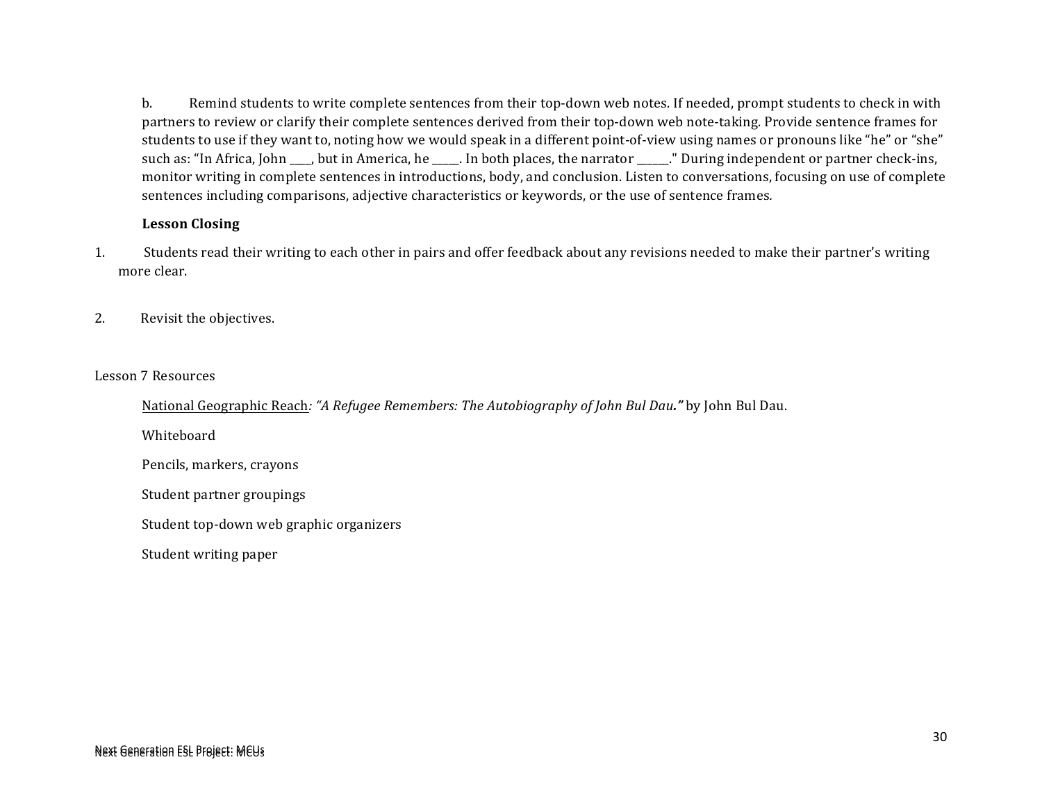b. Remind students to write complete sentences from their top-down web notes. If needed, prompt students to check in with partners to review or clarify their complete sentences derived from their top-down web note-taking. Provide sentence frames for students to use if they want to, noting how we would speak in a different point-of-view using names or pronouns like "he" or "she" such as: "In Africa, John ____, but in America, he _____. In both places, the narrator ______." During independent or partner check-ins, monitor writing in complete sentences in introductions, body, and conclusion. Listen to conversations, focusing on use of complete sentences including comparisons, adjective characteristics or keywords, or the use of sentence frames.

**Lesson Closing**

1. Students read their writing to each other in pairs and offer feedback about any revisions needed to make their partner's writing more clear.

2. Revisit the objectives.

Lesson 7 Resources

National Geographic Reach*: "A Refugee Remembers: The Autobiography of John Bul Dau."* by John Bul Dau.

Whiteboard

Pencils, markers, crayons

Student partner groupings

Student top-down web graphic organizers

Student writing paper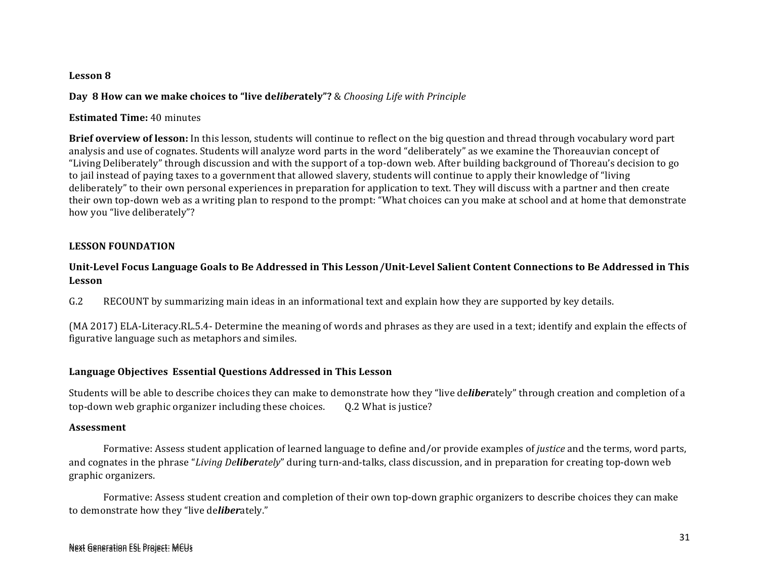**Lesson 8**

**Day 8 How can we make choices to "live de*liber*ately"?** & *Choosing Life with Principle*

**Estimated Time:** 40 minutes

**Brief overview of lesson:** In this lesson, students will continue to reflect on the big question and thread through vocabulary word part analysis and use of cognates. Students will analyze word parts in the word "deliberately" as we examine the Thoreauvian concept of "Living Deliberately" through discussion and with the support of a top-down web. After building background of Thoreau's decision to go to jail instead of paying taxes to a government that allowed slavery, students will continue to apply their knowledge of "living deliberately" to their own personal experiences in preparation for application to text. They will discuss with a partner and then create their own top-down web as a writing plan to respond to the prompt: "What choices can you make at school and at home that demonstrate how you "live deliberately"?

**LESSON FOUNDATION**

**Unit-Level Focus Language Goals to Be Addressed in This Lesson /Unit-Level Salient Content Connections to Be Addressed in This Lesson**

G.2 RECOUNT by summarizing main ideas in an informational text and explain how they are supported by key details.

(MA 2017) ELA-Literacy.RL.5.4- Determine the meaning of words and phrases as they are used in a text; identify and explain the effects of figurative language such as metaphors and similes.

**Language Objectives Essential Questions Addressed in This Lesson**

Students will be able to describe choices they can make to demonstrate how they "live de***liber***ately" through creation and completion of a top-down web graphic organizer including these choices. Q.2 What is justice?

**Assessment**

Formative: Assess student application of learned language to define and/or provide examples of *justice* and the terms, word parts, and cognates in the phrase "*Living De**liber**ately*" during turn-and-talks, class discussion, and in preparation for creating top-down web graphic organizers.

Formative: Assess student creation and completion of their own top-down graphic organizers to describe choices they can make to demonstrate how they "live de***liber***ately."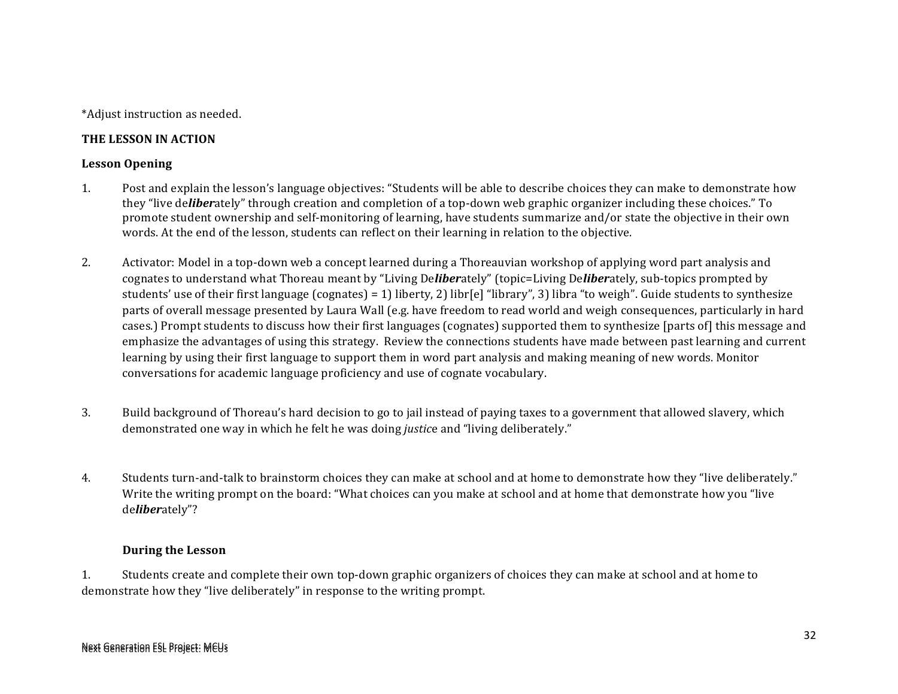*Adjust instruction as needed.

**THE LESSON IN ACTION**

**Lesson Opening**

1. Post and explain the lesson's language objectives: "Students will be able to describe choices they can make to demonstrate how they "live de***liber***ately" through creation and completion of a top-down web graphic organizer including these choices." To promote student ownership and self-monitoring of learning, have students summarize and/or state the objective in their own words. At the end of the lesson, students can reflect on their learning in relation to the objective.

2. Activator: Model in a top-down web a concept learned during a Thoreauvian workshop of applying word part analysis and cognates to understand what Thoreau meant by "Living De***liber***ately" (topic=Living De***liber***ately, sub-topics prompted by students' use of their first language (cognates) = 1) liberty, 2) libr[e] "library", 3) libra "to weigh". Guide students to synthesize parts of overall message presented by Laura Wall (e.g. have freedom to read world and weigh consequences, particularly in hard cases.) Prompt students to discuss how their first languages (cognates) supported them to synthesize [parts of] this message and emphasize the advantages of using this strategy. Review the connections students have made between past learning and current learning by using their first language to support them in word part analysis and making meaning of new words. Monitor conversations for academic language proficiency and use of cognate vocabulary.

3. Build background of Thoreau's hard decision to go to jail instead of paying taxes to a government that allowed slavery, which demonstrated one way in which he felt he was doing *justic*e and "living deliberately."

4. Students turn-and-talk to brainstorm choices they can make at school and at home to demonstrate how they "live deliberately." Write the writing prompt on the board: "What choices can you make at school and at home that demonstrate how you "live de***liber***ately"?

**During the Lesson**

1. Students create and complete their own top-down graphic organizers of choices they can make at school and at home to demonstrate how they "live deliberately" in response to the writing prompt.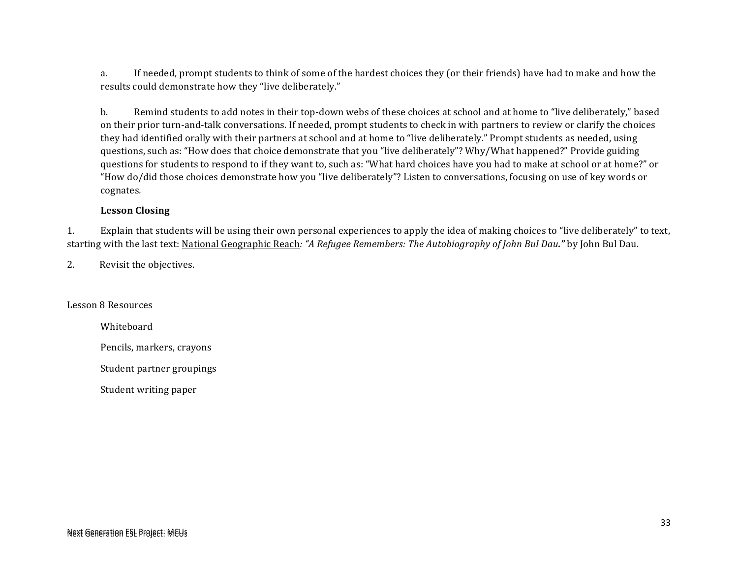a. If needed, prompt students to think of some of the hardest choices they (or their friends) have had to make and how the results could demonstrate how they "live deliberately."

b. Remind students to add notes in their top-down webs of these choices at school and at home to "live deliberately," based on their prior turn-and-talk conversations. If needed, prompt students to check in with partners to review or clarify the choices they had identified orally with their partners at school and at home to "live deliberately." Prompt students as needed, using questions, such as: "How does that choice demonstrate that you "live deliberately"? Why/What happened?" Provide guiding questions for students to respond to if they want to, such as: "What hard choices have you had to make at school or at home?" or "How do/did those choices demonstrate how you "live deliberately"? Listen to conversations, focusing on use of key words or cognates.

**Lesson Closing**

1. Explain that students will be using their own personal experiences to apply the idea of making choices to "live deliberately" to text, starting with the last text: National Geographic Reach*: "A Refugee Remembers: The Autobiography of John Bul Dau."* by John Bul Dau.

2. Revisit the objectives.

Lesson 8 Resources

Whiteboard

Pencils, markers, crayons

Student partner groupings

Student writing paper